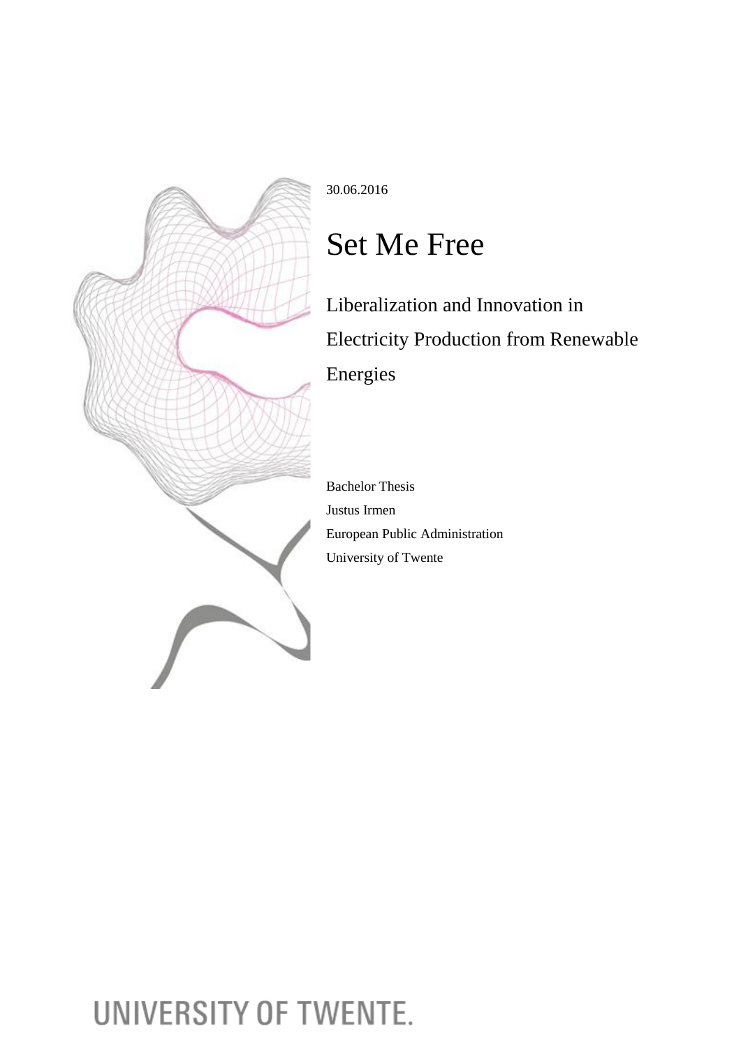30.06.2016

# Set Me Free

## Liberalization and Innovation in Electricity Production from Renewable Energies

Bachelor Thesis

Justus Irmen

European Public Administration

University of Twente

UNIVERSITY OF TWENTE.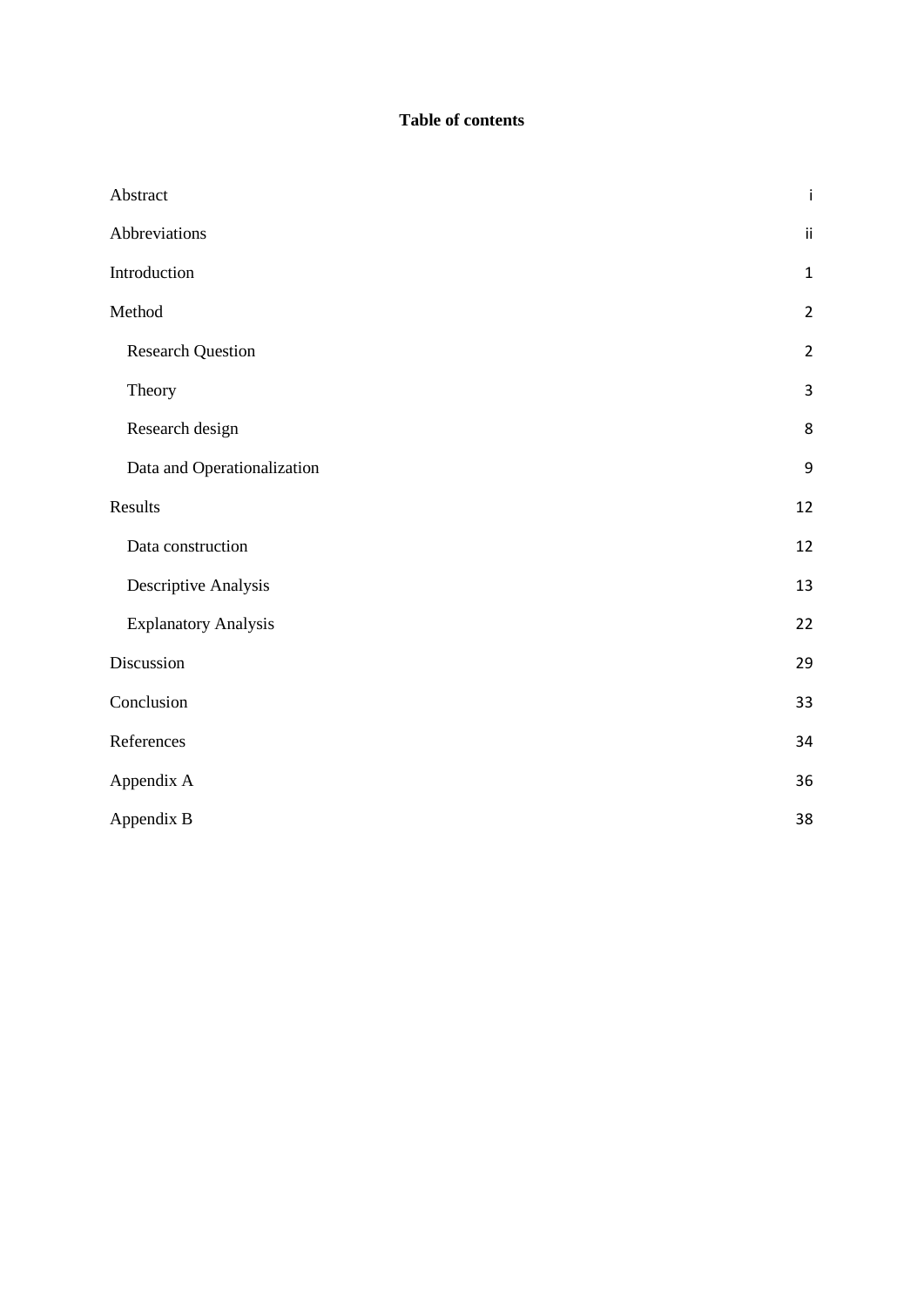**Table of contents**

| | |
|---|---|
| Abstract | i |
| Abbreviations | ii |
| Introduction | 1 |
| Method | 2 |
| Research Question | 2 |
| Theory | 3 |
| Research design | 8 |
| Data and Operationalization | 9 |
| Results | 12 |
| Data construction | 12 |
| Descriptive Analysis | 13 |
| Explanatory Analysis | 22 |
| Discussion | 29 |
| Conclusion | 33 |
| References | 34 |
| Appendix A | 36 |
| Appendix B | 38 |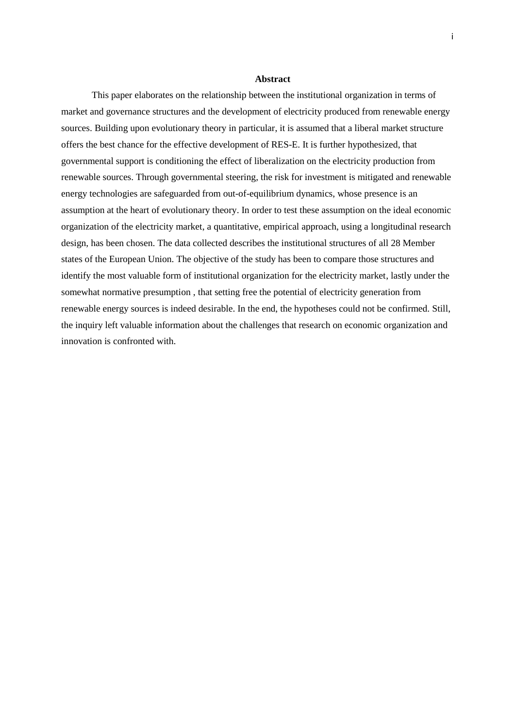**Abstract**

This paper elaborates on the relationship between the institutional organization in terms of market and governance structures and the development of electricity produced from renewable energy sources. Building upon evolutionary theory in particular, it is assumed that a liberal market structure offers the best chance for the effective development of RES-E. It is further hypothesized, that governmental support is conditioning the effect of liberalization on the electricity production from renewable sources. Through governmental steering, the risk for investment is mitigated and renewable energy technologies are safeguarded from out-of-equilibrium dynamics, whose presence is an assumption at the heart of evolutionary theory. In order to test these assumption on the ideal economic organization of the electricity market, a quantitative, empirical approach, using a longitudinal research design, has been chosen. The data collected describes the institutional structures of all 28 Member states of the European Union. The objective of the study has been to compare those structures and identify the most valuable form of institutional organization for the electricity market, lastly under the somewhat normative presumption , that setting free the potential of electricity generation from renewable energy sources is indeed desirable. In the end, the hypotheses could not be confirmed. Still, the inquiry left valuable information about the challenges that research on economic organization and innovation is confronted with.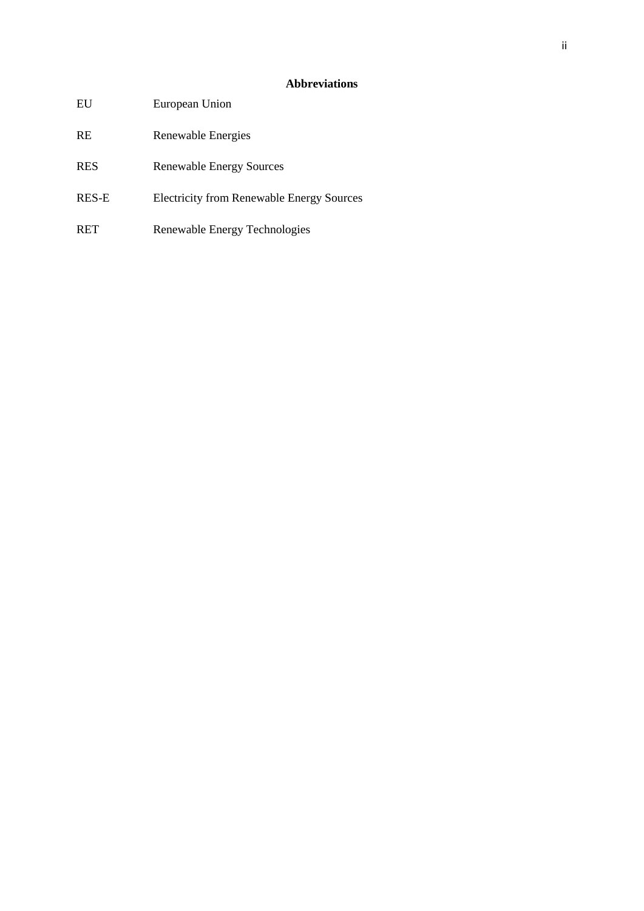## Abbreviations

| | |
|---|---|
| EU | European Union |
| RE | Renewable Energies |
| RES | Renewable Energy Sources |
| RES-E | Electricity from Renewable Energy Sources |
| RET | Renewable Energy Technologies |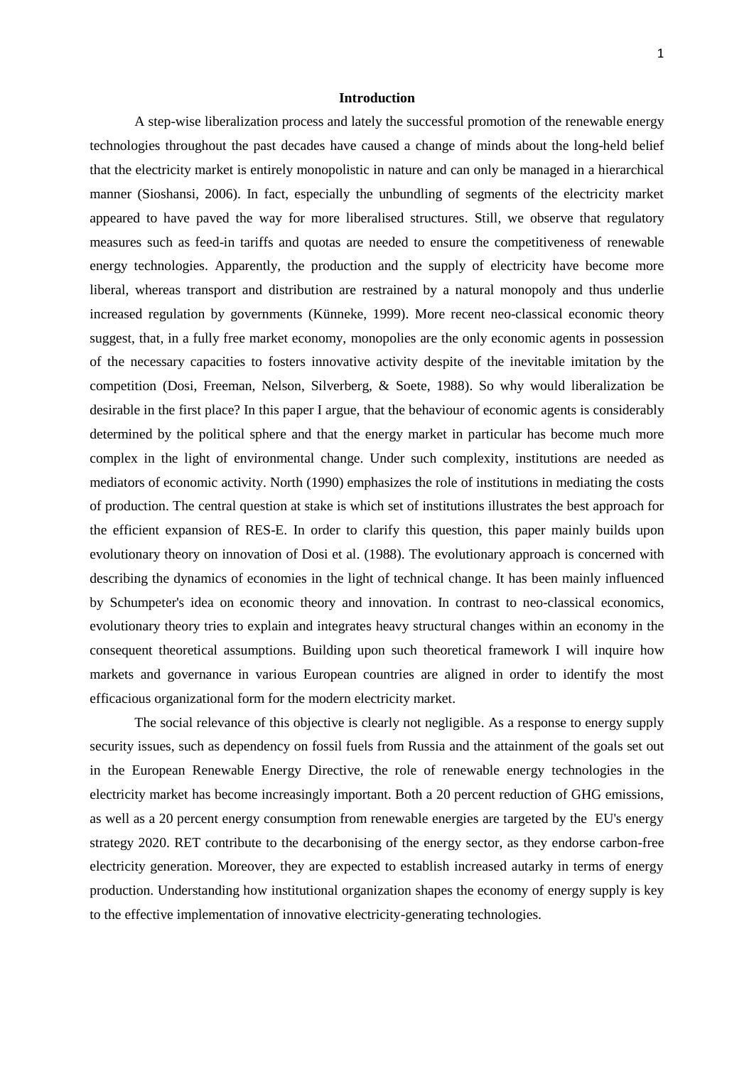# Introduction

A step-wise liberalization process and lately the successful promotion of the renewable energy technologies throughout the past decades have caused a change of minds about the long-held belief that the electricity market is entirely monopolistic in nature and can only be managed in a hierarchical manner (Sioshansi, 2006). In fact, especially the unbundling of segments of the electricity market appeared to have paved the way for more liberalised structures. Still, we observe that regulatory measures such as feed-in tariffs and quotas are needed to ensure the competitiveness of renewable energy technologies. Apparently, the production and the supply of electricity have become more liberal, whereas transport and distribution are restrained by a natural monopoly and thus underlie increased regulation by governments (Künneke, 1999). More recent neo-classical economic theory suggest, that, in a fully free market economy, monopolies are the only economic agents in possession of the necessary capacities to fosters innovative activity despite of the inevitable imitation by the competition (Dosi, Freeman, Nelson, Silverberg, & Soete, 1988). So why would liberalization be desirable in the first place? In this paper I argue, that the behaviour of economic agents is considerably determined by the political sphere and that the energy market in particular has become much more complex in the light of environmental change. Under such complexity, institutions are needed as mediators of economic activity. North (1990) emphasizes the role of institutions in mediating the costs of production. The central question at stake is which set of institutions illustrates the best approach for the efficient expansion of RES-E. In order to clarify this question, this paper mainly builds upon evolutionary theory on innovation of Dosi et al. (1988). The evolutionary approach is concerned with describing the dynamics of economies in the light of technical change. It has been mainly influenced by Schumpeter's idea on economic theory and innovation. In contrast to neo-classical economics, evolutionary theory tries to explain and integrates heavy structural changes within an economy in the consequent theoretical assumptions. Building upon such theoretical framework I will inquire how markets and governance in various European countries are aligned in order to identify the most efficacious organizational form for the modern electricity market.

The social relevance of this objective is clearly not negligible. As a response to energy supply security issues, such as dependency on fossil fuels from Russia and the attainment of the goals set out in the European Renewable Energy Directive, the role of renewable energy technologies in the electricity market has become increasingly important. Both a 20 percent reduction of GHG emissions, as well as a 20 percent energy consumption from renewable energies are targeted by the EU's energy strategy 2020. RET contribute to the decarbonising of the energy sector, as they endorse carbon-free electricity generation. Moreover, they are expected to establish increased autarky in terms of energy production. Understanding how institutional organization shapes the economy of energy supply is key to the effective implementation of innovative electricity-generating technologies.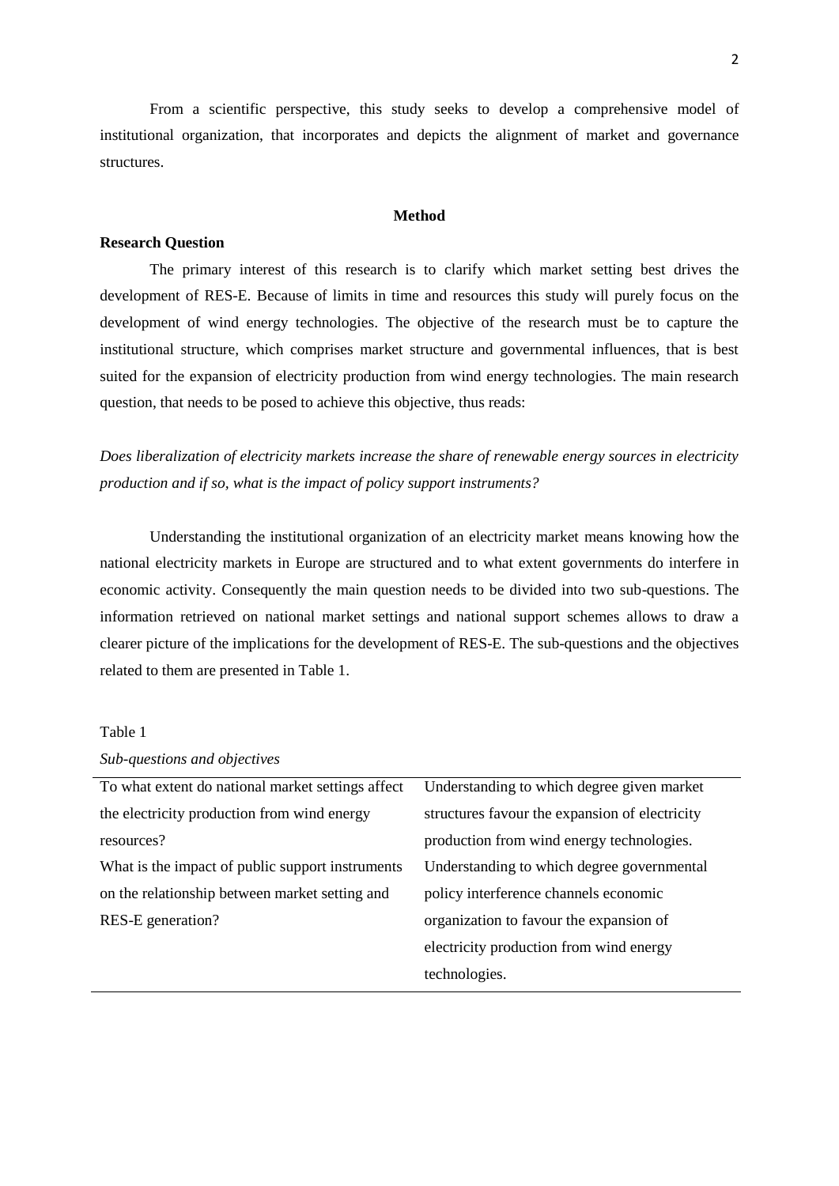From a scientific perspective, this study seeks to develop a comprehensive model of institutional organization, that incorporates and depicts the alignment of market and governance structures.

## Method

### Research Question

The primary interest of this research is to clarify which market setting best drives the development of RES-E. Because of limits in time and resources this study will purely focus on the development of wind energy technologies. The objective of the research must be to capture the institutional structure, which comprises market structure and governmental influences, that is best suited for the expansion of electricity production from wind energy technologies. The main research question, that needs to be posed to achieve this objective, thus reads:

*Does liberalization of electricity markets increase the share of renewable energy sources in electricity production and if so, what is the impact of policy support instruments?*

Understanding the institutional organization of an electricity market means knowing how the national electricity markets in Europe are structured and to what extent governments do interfere in economic activity. Consequently the main question needs to be divided into two sub-questions. The information retrieved on national market settings and national support schemes allows to draw a clearer picture of the implications for the development of RES-E. The sub-questions and the objectives related to them are presented in Table 1.

Table 1

*Sub-questions and objectives*

| | |
|---|---|
| To what extent do national market settings affect the electricity production from wind energy resources? | Understanding to which degree given market structures favour the expansion of electricity production from wind energy technologies. |
| What is the impact of public support instruments on the relationship between market setting and RES-E generation? | Understanding to which degree governmental policy interference channels economic organization to favour the expansion of electricity production from wind energy technologies. |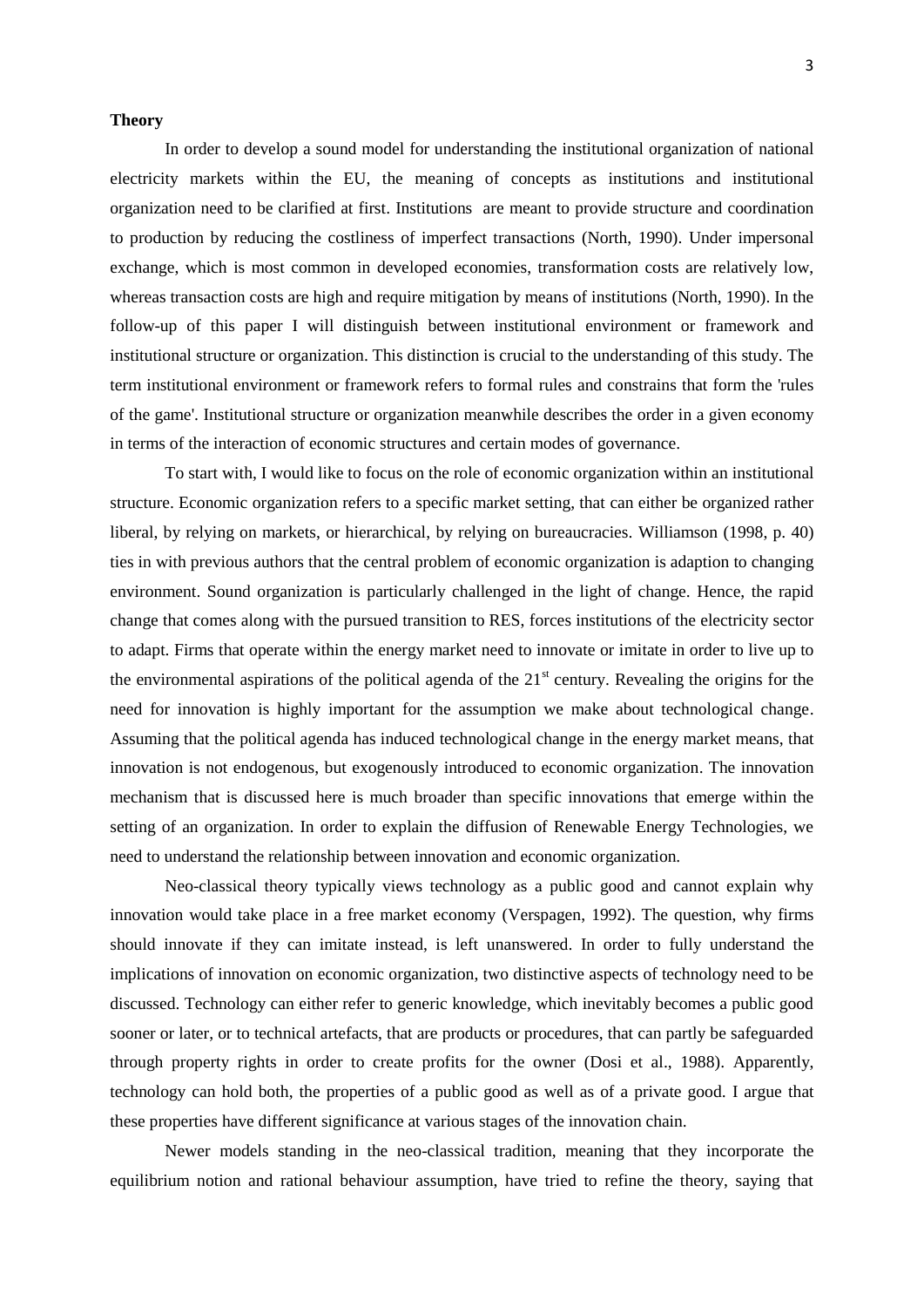**Theory**

In order to develop a sound model for understanding the institutional organization of national electricity markets within the EU, the meaning of concepts as institutions and institutional organization need to be clarified at first. Institutions are meant to provide structure and coordination to production by reducing the costliness of imperfect transactions (North, 1990). Under impersonal exchange, which is most common in developed economies, transformation costs are relatively low, whereas transaction costs are high and require mitigation by means of institutions (North, 1990). In the follow-up of this paper I will distinguish between institutional environment or framework and institutional structure or organization. This distinction is crucial to the understanding of this study. The term institutional environment or framework refers to formal rules and constrains that form the 'rules of the game'. Institutional structure or organization meanwhile describes the order in a given economy in terms of the interaction of economic structures and certain modes of governance.

To start with, I would like to focus on the role of economic organization within an institutional structure. Economic organization refers to a specific market setting, that can either be organized rather liberal, by relying on markets, or hierarchical, by relying on bureaucracies. Williamson (1998, p. 40) ties in with previous authors that the central problem of economic organization is adaption to changing environment. Sound organization is particularly challenged in the light of change. Hence, the rapid change that comes along with the pursued transition to RES, forces institutions of the electricity sector to adapt. Firms that operate within the energy market need to innovate or imitate in order to live up to the environmental aspirations of the political agenda of the 21st century. Revealing the origins for the need for innovation is highly important for the assumption we make about technological change. Assuming that the political agenda has induced technological change in the energy market means, that innovation is not endogenous, but exogenously introduced to economic organization. The innovation mechanism that is discussed here is much broader than specific innovations that emerge within the setting of an organization. In order to explain the diffusion of Renewable Energy Technologies, we need to understand the relationship between innovation and economic organization.

Neo-classical theory typically views technology as a public good and cannot explain why innovation would take place in a free market economy (Verspagen, 1992). The question, why firms should innovate if they can imitate instead, is left unanswered. In order to fully understand the implications of innovation on economic organization, two distinctive aspects of technology need to be discussed. Technology can either refer to generic knowledge, which inevitably becomes a public good sooner or later, or to technical artefacts, that are products or procedures, that can partly be safeguarded through property rights in order to create profits for the owner (Dosi et al., 1988). Apparently, technology can hold both, the properties of a public good as well as of a private good. I argue that these properties have different significance at various stages of the innovation chain.

Newer models standing in the neo-classical tradition, meaning that they incorporate the equilibrium notion and rational behaviour assumption, have tried to refine the theory, saying that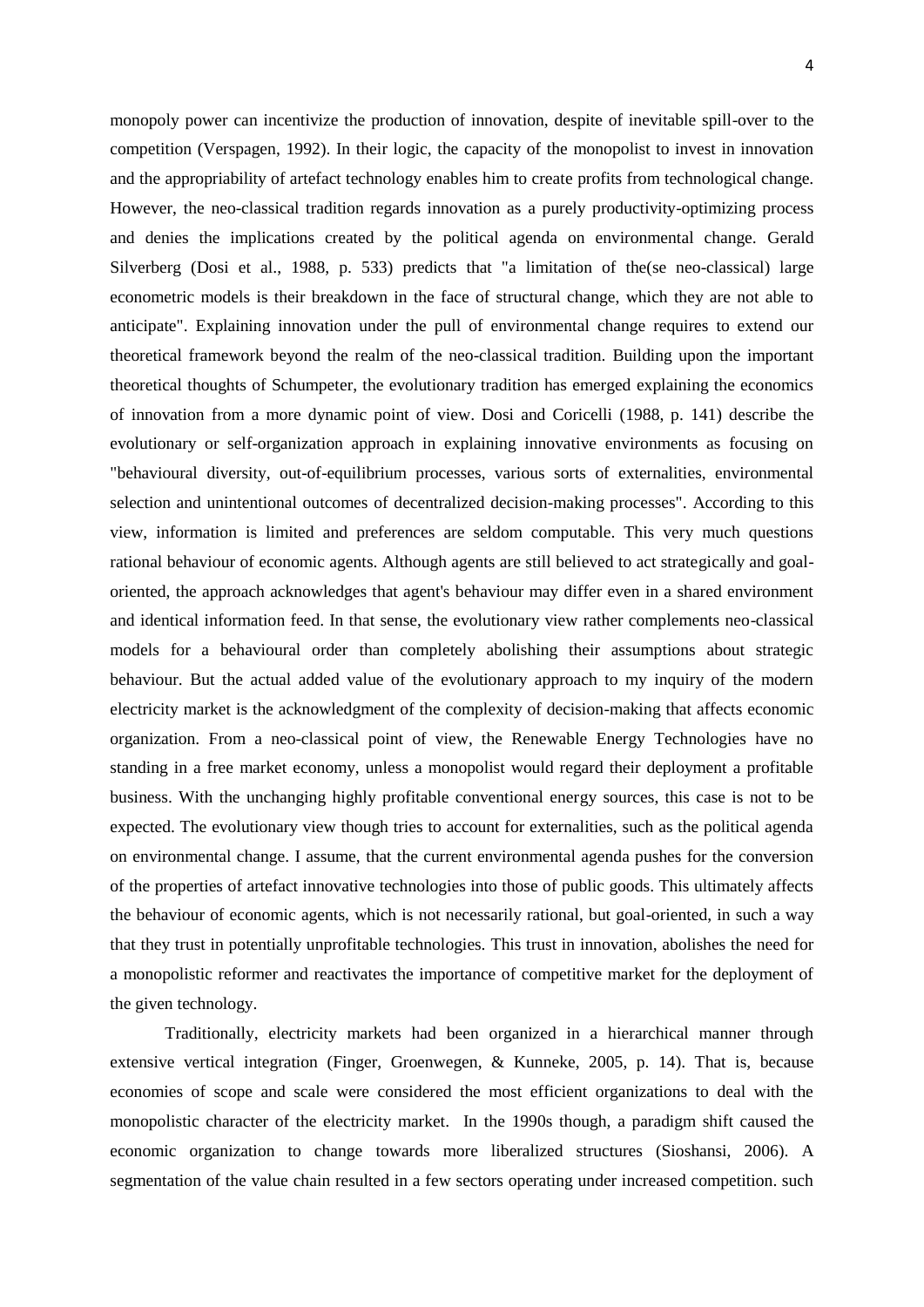monopoly power can incentivize the production of innovation, despite of inevitable spill-over to the competition (Verspagen, 1992). In their logic, the capacity of the monopolist to invest in innovation and the appropriability of artefact technology enables him to create profits from technological change. However, the neo-classical tradition regards innovation as a purely productivity-optimizing process and denies the implications created by the political agenda on environmental change. Gerald Silverberg (Dosi et al., 1988, p. 533) predicts that "a limitation of the(se neo-classical) large econometric models is their breakdown in the face of structural change, which they are not able to anticipate". Explaining innovation under the pull of environmental change requires to extend our theoretical framework beyond the realm of the neo-classical tradition. Building upon the important theoretical thoughts of Schumpeter, the evolutionary tradition has emerged explaining the economics of innovation from a more dynamic point of view. Dosi and Coricelli (1988, p. 141) describe the evolutionary or self-organization approach in explaining innovative environments as focusing on "behavioural diversity, out-of-equilibrium processes, various sorts of externalities, environmental selection and unintentional outcomes of decentralized decision-making processes". According to this view, information is limited and preferences are seldom computable. This very much questions rational behaviour of economic agents. Although agents are still believed to act strategically and goal-oriented, the approach acknowledges that agent's behaviour may differ even in a shared environment and identical information feed. In that sense, the evolutionary view rather complements neo-classical models for a behavioural order than completely abolishing their assumptions about strategic behaviour. But the actual added value of the evolutionary approach to my inquiry of the modern electricity market is the acknowledgment of the complexity of decision-making that affects economic organization. From a neo-classical point of view, the Renewable Energy Technologies have no standing in a free market economy, unless a monopolist would regard their deployment a profitable business. With the unchanging highly profitable conventional energy sources, this case is not to be expected. The evolutionary view though tries to account for externalities, such as the political agenda on environmental change. I assume, that the current environmental agenda pushes for the conversion of the properties of artefact innovative technologies into those of public goods. This ultimately affects the behaviour of economic agents, which is not necessarily rational, but goal-oriented, in such a way that they trust in potentially unprofitable technologies. This trust in innovation, abolishes the need for a monopolistic reformer and reactivates the importance of competitive market for the deployment of the given technology.

Traditionally, electricity markets had been organized in a hierarchical manner through extensive vertical integration (Finger, Groenwegen, & Kunneke, 2005, p. 14). That is, because economies of scope and scale were considered the most efficient organizations to deal with the monopolistic character of the electricity market. In the 1990s though, a paradigm shift caused the economic organization to change towards more liberalized structures (Sioshansi, 2006). A segmentation of the value chain resulted in a few sectors operating under increased competition. such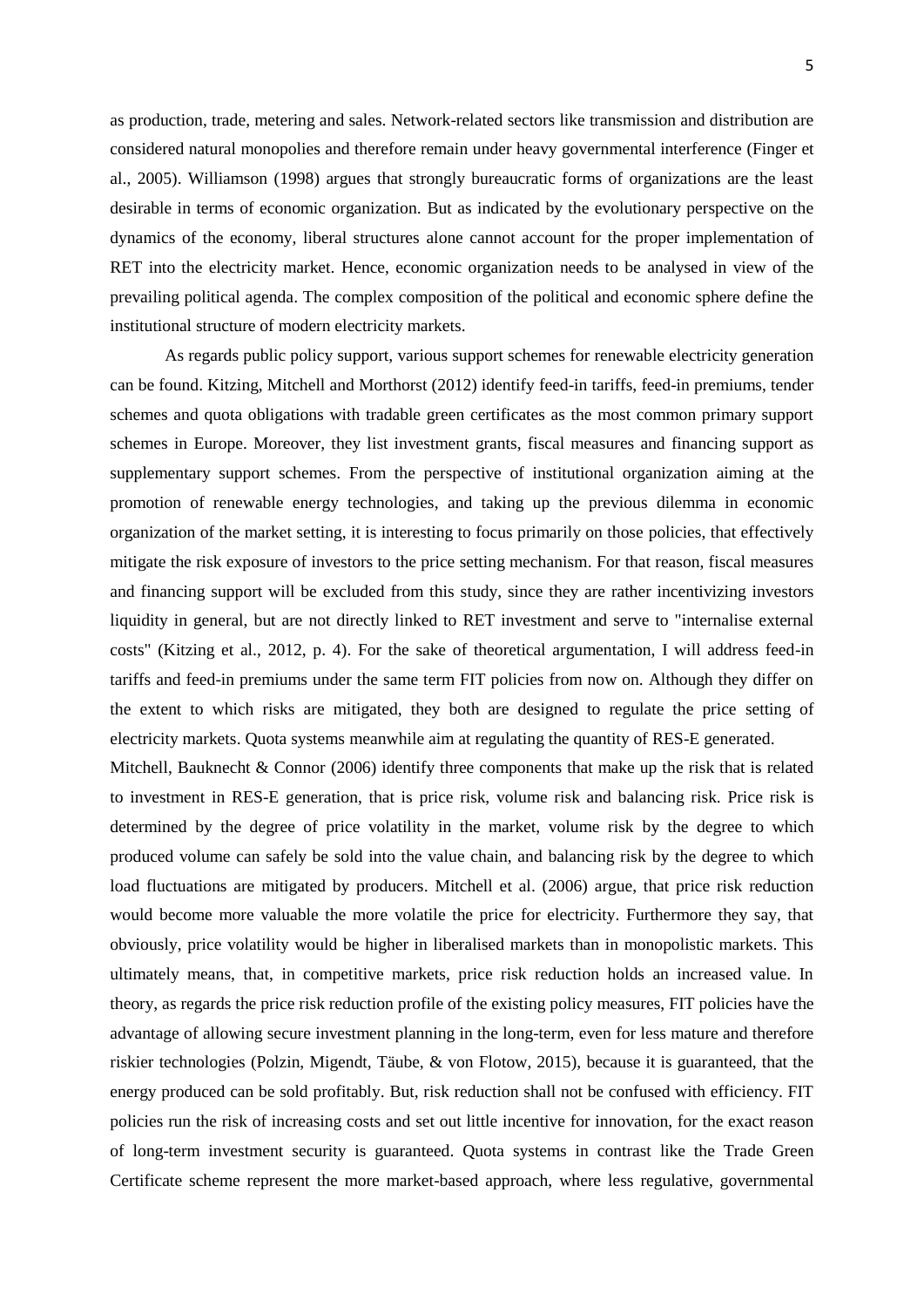as production, trade, metering and sales. Network-related sectors like transmission and distribution are considered natural monopolies and therefore remain under heavy governmental interference (Finger et al., 2005). Williamson (1998) argues that strongly bureaucratic forms of organizations are the least desirable in terms of economic organization. But as indicated by the evolutionary perspective on the dynamics of the economy, liberal structures alone cannot account for the proper implementation of RET into the electricity market. Hence, economic organization needs to be analysed in view of the prevailing political agenda. The complex composition of the political and economic sphere define the institutional structure of modern electricity markets.

As regards public policy support, various support schemes for renewable electricity generation can be found. Kitzing, Mitchell and Morthorst (2012) identify feed-in tariffs, feed-in premiums, tender schemes and quota obligations with tradable green certificates as the most common primary support schemes in Europe. Moreover, they list investment grants, fiscal measures and financing support as supplementary support schemes. From the perspective of institutional organization aiming at the promotion of renewable energy technologies, and taking up the previous dilemma in economic organization of the market setting, it is interesting to focus primarily on those policies, that effectively mitigate the risk exposure of investors to the price setting mechanism. For that reason, fiscal measures and financing support will be excluded from this study, since they are rather incentivizing investors liquidity in general, but are not directly linked to RET investment and serve to "internalise external costs" (Kitzing et al., 2012, p. 4). For the sake of theoretical argumentation, I will address feed-in tariffs and feed-in premiums under the same term FIT policies from now on. Although they differ on the extent to which risks are mitigated, they both are designed to regulate the price setting of electricity markets. Quota systems meanwhile aim at regulating the quantity of RES-E generated.

Mitchell, Bauknecht & Connor (2006) identify three components that make up the risk that is related to investment in RES-E generation, that is price risk, volume risk and balancing risk. Price risk is determined by the degree of price volatility in the market, volume risk by the degree to which produced volume can safely be sold into the value chain, and balancing risk by the degree to which load fluctuations are mitigated by producers. Mitchell et al. (2006) argue, that price risk reduction would become more valuable the more volatile the price for electricity. Furthermore they say, that obviously, price volatility would be higher in liberalised markets than in monopolistic markets. This ultimately means, that, in competitive markets, price risk reduction holds an increased value. In theory, as regards the price risk reduction profile of the existing policy measures, FIT policies have the advantage of allowing secure investment planning in the long-term, even for less mature and therefore riskier technologies (Polzin, Migendt, Täube, & von Flotow, 2015), because it is guaranteed, that the energy produced can be sold profitably. But, risk reduction shall not be confused with efficiency. FIT policies run the risk of increasing costs and set out little incentive for innovation, for the exact reason of long-term investment security is guaranteed. Quota systems in contrast like the Trade Green Certificate scheme represent the more market-based approach, where less regulative, governmental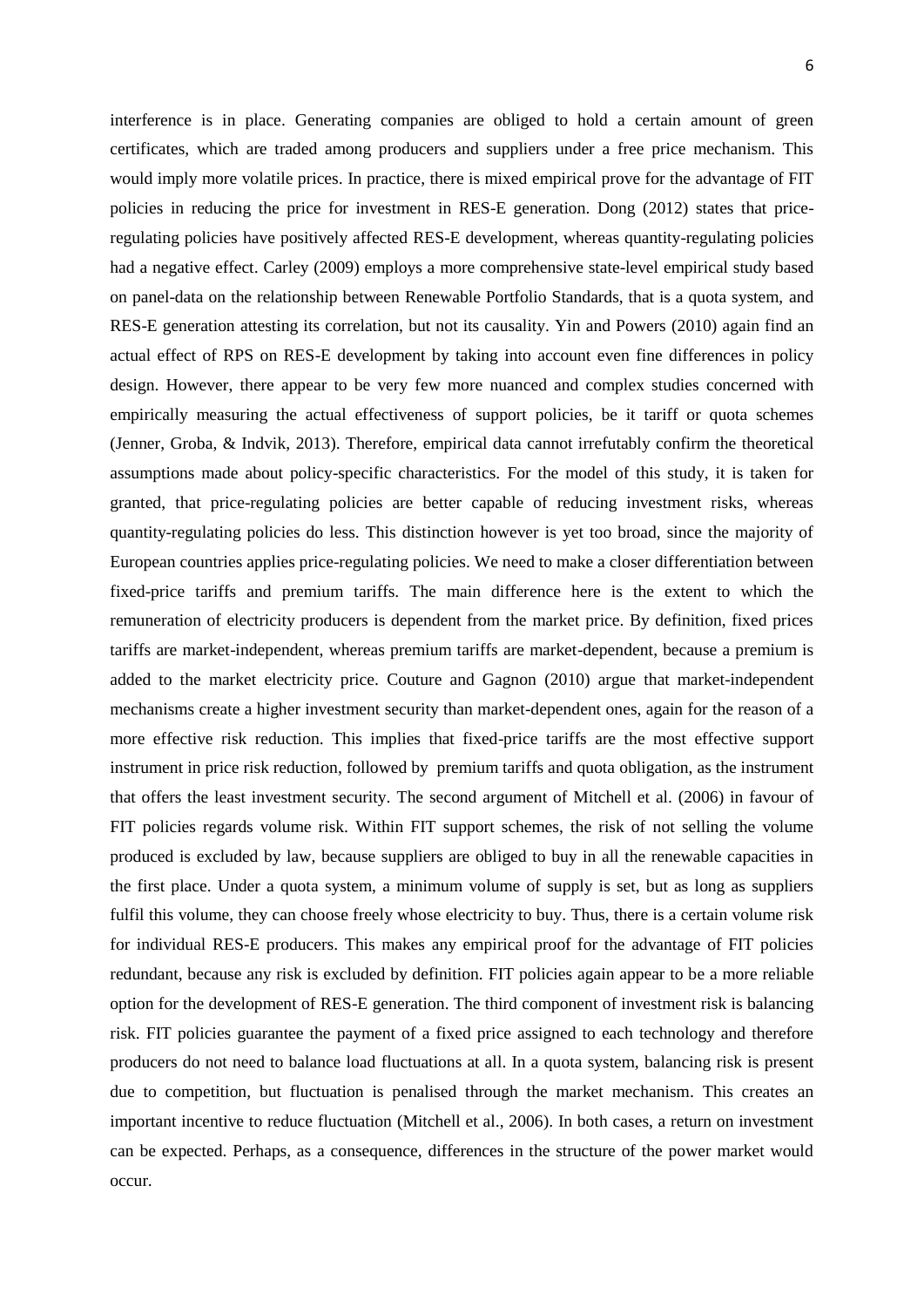interference is in place. Generating companies are obliged to hold a certain amount of green certificates, which are traded among producers and suppliers under a free price mechanism. This would imply more volatile prices. In practice, there is mixed empirical prove for the advantage of FIT policies in reducing the price for investment in RES-E generation. Dong (2012) states that price-regulating policies have positively affected RES-E development, whereas quantity-regulating policies had a negative effect. Carley (2009) employs a more comprehensive state-level empirical study based on panel-data on the relationship between Renewable Portfolio Standards, that is a quota system, and RES-E generation attesting its correlation, but not its causality. Yin and Powers (2010) again find an actual effect of RPS on RES-E development by taking into account even fine differences in policy design. However, there appear to be very few more nuanced and complex studies concerned with empirically measuring the actual effectiveness of support policies, be it tariff or quota schemes (Jenner, Groba, & Indvik, 2013). Therefore, empirical data cannot irrefutably confirm the theoretical assumptions made about policy-specific characteristics. For the model of this study, it is taken for granted, that price-regulating policies are better capable of reducing investment risks, whereas quantity-regulating policies do less. This distinction however is yet too broad, since the majority of European countries applies price-regulating policies. We need to make a closer differentiation between fixed-price tariffs and premium tariffs. The main difference here is the extent to which the remuneration of electricity producers is dependent from the market price. By definition, fixed prices tariffs are market-independent, whereas premium tariffs are market-dependent, because a premium is added to the market electricity price. Couture and Gagnon (2010) argue that market-independent mechanisms create a higher investment security than market-dependent ones, again for the reason of a more effective risk reduction. This implies that fixed-price tariffs are the most effective support instrument in price risk reduction, followed by premium tariffs and quota obligation, as the instrument that offers the least investment security. The second argument of Mitchell et al. (2006) in favour of FIT policies regards volume risk. Within FIT support schemes, the risk of not selling the volume produced is excluded by law, because suppliers are obliged to buy in all the renewable capacities in the first place. Under a quota system, a minimum volume of supply is set, but as long as suppliers fulfil this volume, they can choose freely whose electricity to buy. Thus, there is a certain volume risk for individual RES-E producers. This makes any empirical proof for the advantage of FIT policies redundant, because any risk is excluded by definition. FIT policies again appear to be a more reliable option for the development of RES-E generation. The third component of investment risk is balancing risk. FIT policies guarantee the payment of a fixed price assigned to each technology and therefore producers do not need to balance load fluctuations at all. In a quota system, balancing risk is present due to competition, but fluctuation is penalised through the market mechanism. This creates an important incentive to reduce fluctuation (Mitchell et al., 2006). In both cases, a return on investment can be expected. Perhaps, as a consequence, differences in the structure of the power market would occur.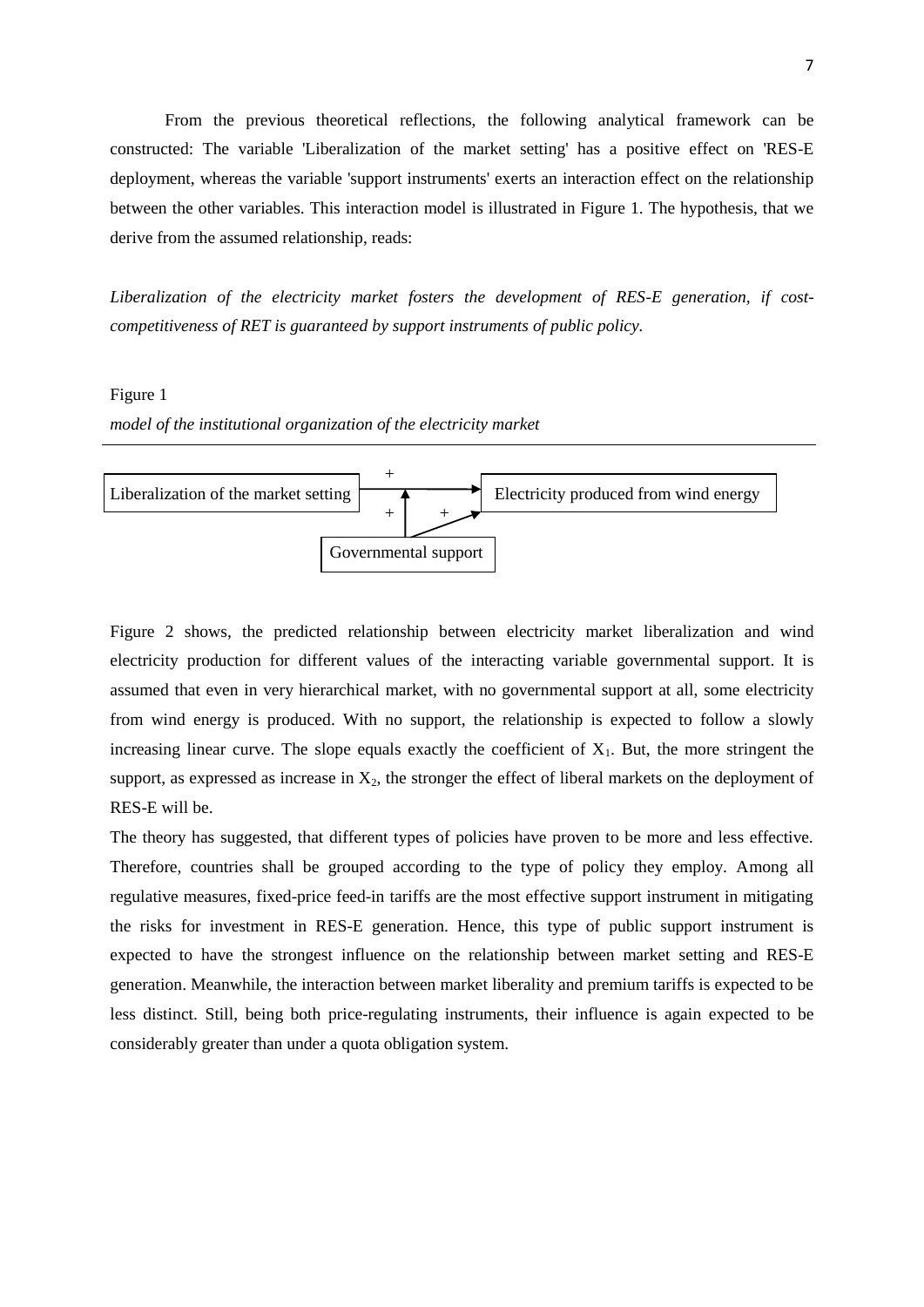From the previous theoretical reflections, the following analytical framework can be constructed: The variable 'Liberalization of the market setting' has a positive effect on 'RES-E deployment, whereas the variable 'support instruments' exerts an interaction effect on the relationship between the other variables. This interaction model is illustrated in Figure 1. The hypothesis, that we derive from the assumed relationship, reads:

*Liberalization of the electricity market fosters the development of RES-E generation, if cost-competitiveness of RET is guaranteed by support instruments of public policy.*

Figure 1

*model of the institutional organization of the electricity market*

Liberalization of the market setting —(+)→ Electricity produced from wind energy

Governmental support —(+)→ (relationship); Governmental support —(+)→ Electricity produced from wind energy

Figure 2 shows, the predicted relationship between electricity market liberalization and wind electricity production for different values of the interacting variable governmental support. It is assumed that even in very hierarchical market, with no governmental support at all, some electricity from wind energy is produced. With no support, the relationship is expected to follow a slowly increasing linear curve. The slope equals exactly the coefficient of $X_1$. But, the more stringent the support, as expressed as increase in $X_2$, the stronger the effect of liberal markets on the deployment of RES-E will be.

The theory has suggested, that different types of policies have proven to be more and less effective. Therefore, countries shall be grouped according to the type of policy they employ. Among all regulative measures, fixed-price feed-in tariffs are the most effective support instrument in mitigating the risks for investment in RES-E generation. Hence, this type of public support instrument is expected to have the strongest influence on the relationship between market setting and RES-E generation. Meanwhile, the interaction between market liberality and premium tariffs is expected to be less distinct. Still, being both price-regulating instruments, their influence is again expected to be considerably greater than under a quota obligation system.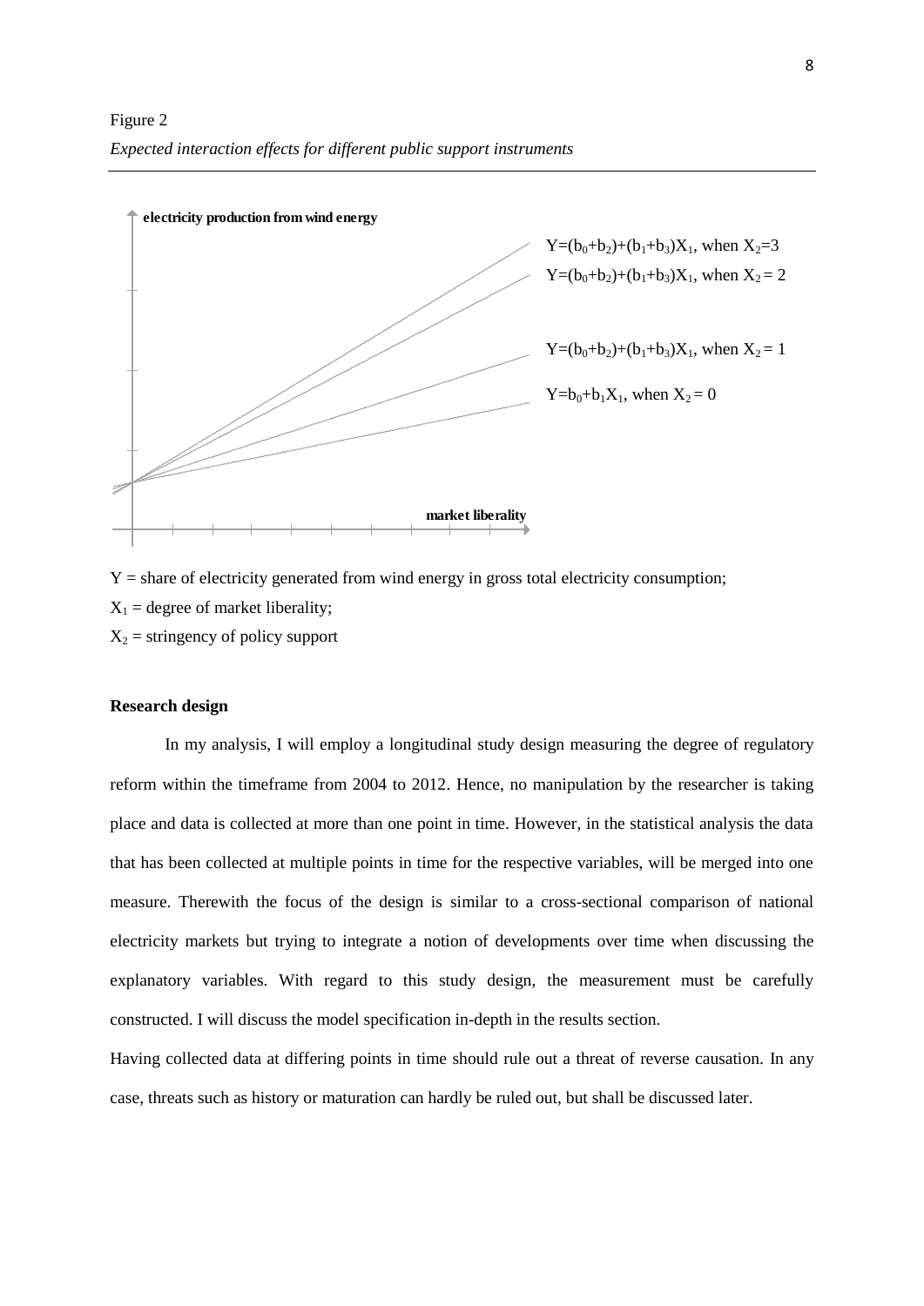Figure 2

*Expected interaction effects for different public support instruments*

**electricity production from wind energy**

$Y=(b_0+b_2)+(b_1+b_3)X_1$, when $X_2=3$

$Y=(b_0+b_2)+(b_1+b_3)X_1$, when $X_2 = 2$

$Y=(b_0+b_2)+(b_1+b_3)X_1$, when $X_2 = 1$

$Y=b_0+b_1X_1$, when $X_2 = 0$

**market liberality**

Y = share of electricity generated from wind energy in gross total electricity consumption;

$X_1$ = degree of market liberality;

$X_2$ = stringency of policy support

**Research design**

In my analysis, I will employ a longitudinal study design measuring the degree of regulatory reform within the timeframe from 2004 to 2012. Hence, no manipulation by the researcher is taking place and data is collected at more than one point in time. However, in the statistical analysis the data that has been collected at multiple points in time for the respective variables, will be merged into one measure. Therewith the focus of the design is similar to a cross-sectional comparison of national electricity markets but trying to integrate a notion of developments over time when discussing the explanatory variables. With regard to this study design, the measurement must be carefully constructed. I will discuss the model specification in-depth in the results section.

Having collected data at differing points in time should rule out a threat of reverse causation. In any case, threats such as history or maturation can hardly be ruled out, but shall be discussed later.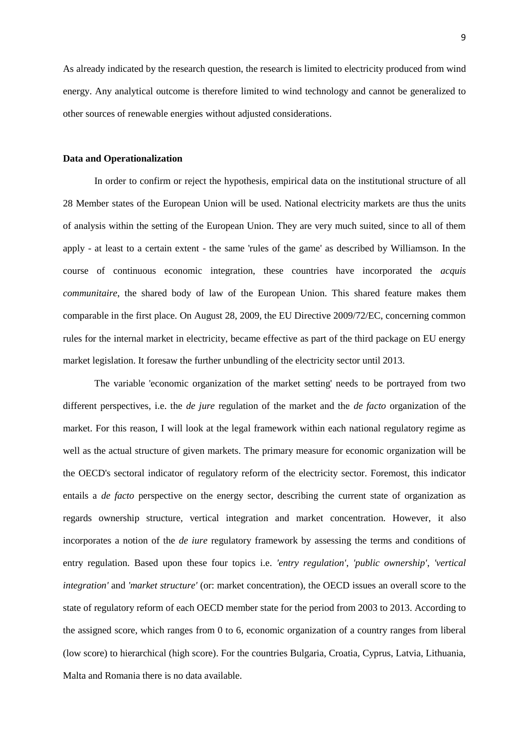As already indicated by the research question, the research is limited to electricity produced from wind energy. Any analytical outcome is therefore limited to wind technology and cannot be generalized to other sources of renewable energies without adjusted considerations.

**Data and Operationalization**

In order to confirm or reject the hypothesis, empirical data on the institutional structure of all 28 Member states of the European Union will be used. National electricity markets are thus the units of analysis within the setting of the European Union. They are very much suited, since to all of them apply - at least to a certain extent - the same 'rules of the game' as described by Williamson. In the course of continuous economic integration, these countries have incorporated the *acquis communitaire*, the shared body of law of the European Union. This shared feature makes them comparable in the first place. On August 28, 2009, the EU Directive 2009/72/EC, concerning common rules for the internal market in electricity, became effective as part of the third package on EU energy market legislation. It foresaw the further unbundling of the electricity sector until 2013.

The variable 'economic organization of the market setting' needs to be portrayed from two different perspectives, i.e. the *de jure* regulation of the market and the *de facto* organization of the market. For this reason, I will look at the legal framework within each national regulatory regime as well as the actual structure of given markets. The primary measure for economic organization will be the OECD's sectoral indicator of regulatory reform of the electricity sector. Foremost, this indicator entails a *de facto* perspective on the energy sector, describing the current state of organization as regards ownership structure, vertical integration and market concentration. However, it also incorporates a notion of the *de iure* regulatory framework by assessing the terms and conditions of entry regulation. Based upon these four topics i.e. *'entry regulation'*, *'public ownership'*, *'vertical integration'* and *'market structure'* (or: market concentration), the OECD issues an overall score to the state of regulatory reform of each OECD member state for the period from 2003 to 2013. According to the assigned score, which ranges from 0 to 6, economic organization of a country ranges from liberal (low score) to hierarchical (high score). For the countries Bulgaria, Croatia, Cyprus, Latvia, Lithuania, Malta and Romania there is no data available.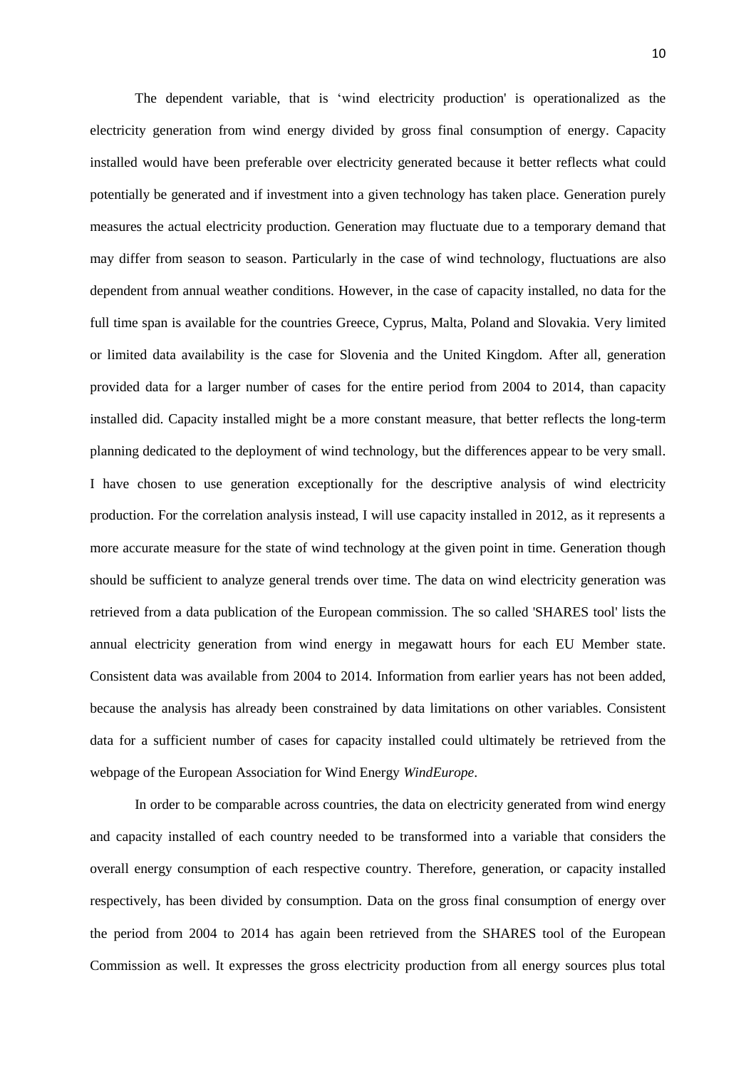The dependent variable, that is 'wind electricity production' is operationalized as the electricity generation from wind energy divided by gross final consumption of energy. Capacity installed would have been preferable over electricity generated because it better reflects what could potentially be generated and if investment into a given technology has taken place. Generation purely measures the actual electricity production. Generation may fluctuate due to a temporary demand that may differ from season to season. Particularly in the case of wind technology, fluctuations are also dependent from annual weather conditions. However, in the case of capacity installed, no data for the full time span is available for the countries Greece, Cyprus, Malta, Poland and Slovakia. Very limited or limited data availability is the case for Slovenia and the United Kingdom. After all, generation provided data for a larger number of cases for the entire period from 2004 to 2014, than capacity installed did. Capacity installed might be a more constant measure, that better reflects the long-term planning dedicated to the deployment of wind technology, but the differences appear to be very small. I have chosen to use generation exceptionally for the descriptive analysis of wind electricity production. For the correlation analysis instead, I will use capacity installed in 2012, as it represents a more accurate measure for the state of wind technology at the given point in time. Generation though should be sufficient to analyze general trends over time. The data on wind electricity generation was retrieved from a data publication of the European commission. The so called 'SHARES tool' lists the annual electricity generation from wind energy in megawatt hours for each EU Member state. Consistent data was available from 2004 to 2014. Information from earlier years has not been added, because the analysis has already been constrained by data limitations on other variables. Consistent data for a sufficient number of cases for capacity installed could ultimately be retrieved from the webpage of the European Association for Wind Energy *WindEurope*.

In order to be comparable across countries, the data on electricity generated from wind energy and capacity installed of each country needed to be transformed into a variable that considers the overall energy consumption of each respective country. Therefore, generation, or capacity installed respectively, has been divided by consumption. Data on the gross final consumption of energy over the period from 2004 to 2014 has again been retrieved from the SHARES tool of the European Commission as well. It expresses the gross electricity production from all energy sources plus total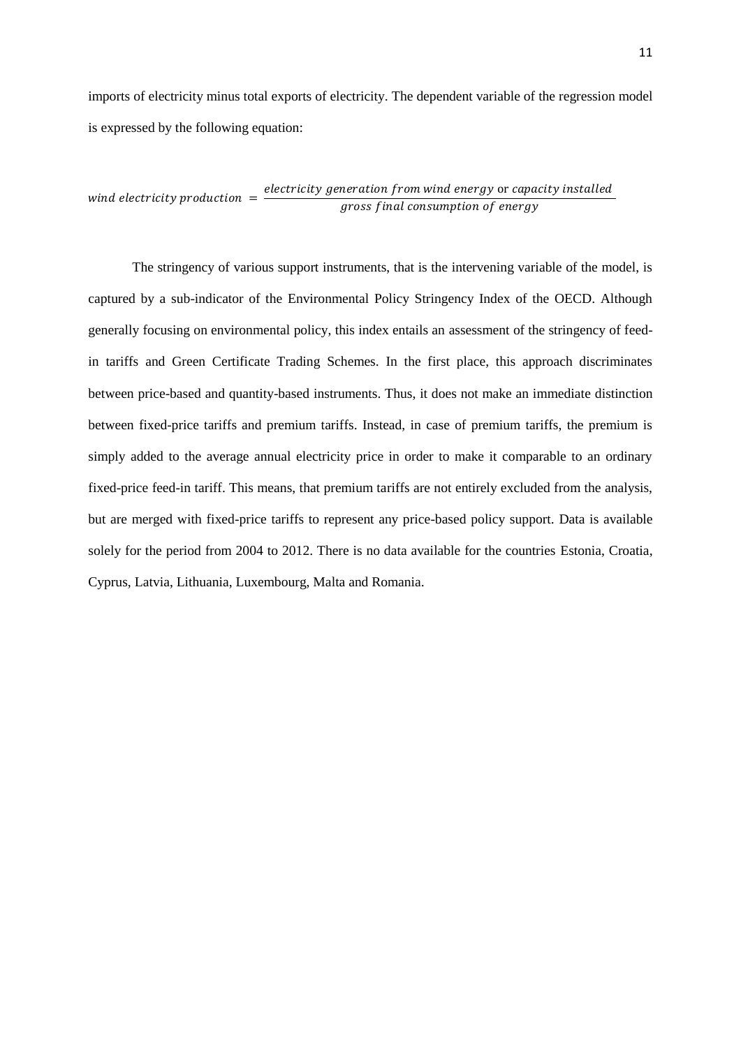imports of electricity minus total exports of electricity. The dependent variable of the regression model is expressed by the following equation:

$$wind\ electricity\ production\ = \frac{electricity\ generation\ from\ wind\ energy\ \text{or}\ capacity\ installed}{gross\ final\ consumption\ of\ energy}$$

The stringency of various support instruments, that is the intervening variable of the model, is captured by a sub-indicator of the Environmental Policy Stringency Index of the OECD. Although generally focusing on environmental policy, this index entails an assessment of the stringency of feed-in tariffs and Green Certificate Trading Schemes. In the first place, this approach discriminates between price-based and quantity-based instruments. Thus, it does not make an immediate distinction between fixed-price tariffs and premium tariffs. Instead, in case of premium tariffs, the premium is simply added to the average annual electricity price in order to make it comparable to an ordinary fixed-price feed-in tariff. This means, that premium tariffs are not entirely excluded from the analysis, but are merged with fixed-price tariffs to represent any price-based policy support. Data is available solely for the period from 2004 to 2012. There is no data available for the countries Estonia, Croatia, Cyprus, Latvia, Lithuania, Luxembourg, Malta and Romania.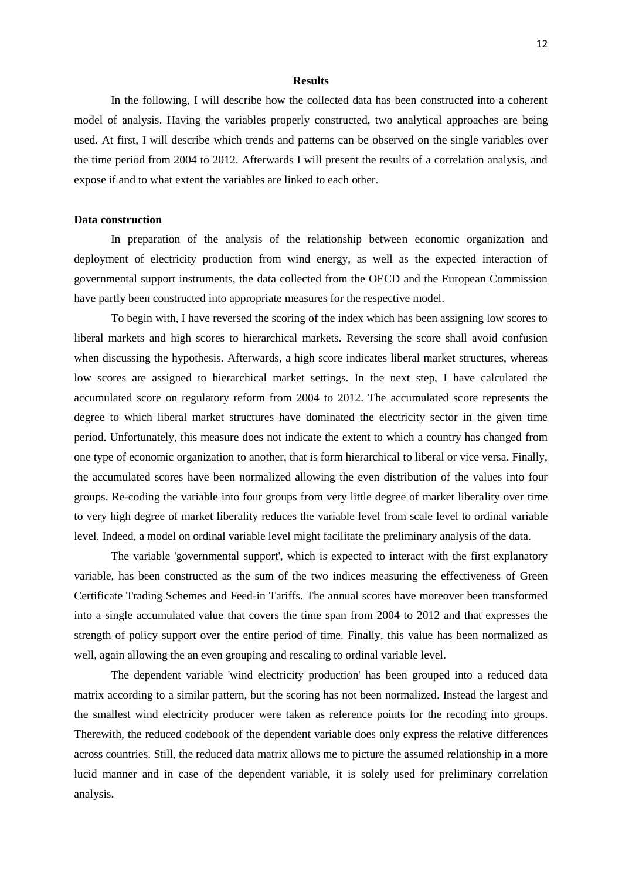## Results

In the following, I will describe how the collected data has been constructed into a coherent model of analysis. Having the variables properly constructed, two analytical approaches are being used. At first, I will describe which trends and patterns can be observed on the single variables over the time period from 2004 to 2012. Afterwards I will present the results of a correlation analysis, and expose if and to what extent the variables are linked to each other.

### Data construction

In preparation of the analysis of the relationship between economic organization and deployment of electricity production from wind energy, as well as the expected interaction of governmental support instruments, the data collected from the OECD and the European Commission have partly been constructed into appropriate measures for the respective model.

To begin with, I have reversed the scoring of the index which has been assigning low scores to liberal markets and high scores to hierarchical markets. Reversing the score shall avoid confusion when discussing the hypothesis. Afterwards, a high score indicates liberal market structures, whereas low scores are assigned to hierarchical market settings. In the next step, I have calculated the accumulated score on regulatory reform from 2004 to 2012. The accumulated score represents the degree to which liberal market structures have dominated the electricity sector in the given time period. Unfortunately, this measure does not indicate the extent to which a country has changed from one type of economic organization to another, that is form hierarchical to liberal or vice versa. Finally, the accumulated scores have been normalized allowing the even distribution of the values into four groups. Re-coding the variable into four groups from very little degree of market liberality over time to very high degree of market liberality reduces the variable level from scale level to ordinal variable level. Indeed, a model on ordinal variable level might facilitate the preliminary analysis of the data.

The variable 'governmental support', which is expected to interact with the first explanatory variable, has been constructed as the sum of the two indices measuring the effectiveness of Green Certificate Trading Schemes and Feed-in Tariffs. The annual scores have moreover been transformed into a single accumulated value that covers the time span from 2004 to 2012 and that expresses the strength of policy support over the entire period of time. Finally, this value has been normalized as well, again allowing the an even grouping and rescaling to ordinal variable level.

The dependent variable 'wind electricity production' has been grouped into a reduced data matrix according to a similar pattern, but the scoring has not been normalized. Instead the largest and the smallest wind electricity producer were taken as reference points for the recoding into groups. Therewith, the reduced codebook of the dependent variable does only express the relative differences across countries. Still, the reduced data matrix allows me to picture the assumed relationship in a more lucid manner and in case of the dependent variable, it is solely used for preliminary correlation analysis.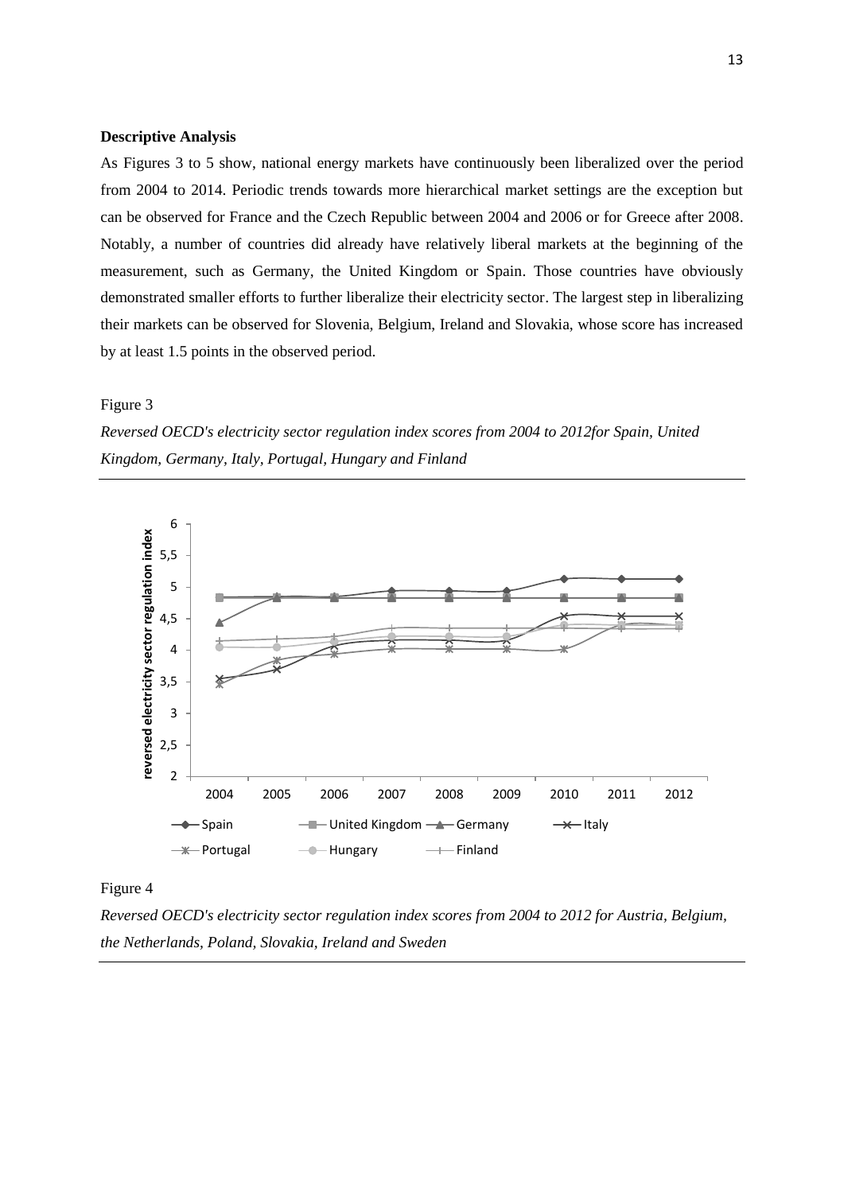### Descriptive Analysis

As Figures 3 to 5 show, national energy markets have continuously been liberalized over the period from 2004 to 2014. Periodic trends towards more hierarchical market settings are the exception but can be observed for France and the Czech Republic between 2004 and 2006 or for Greece after 2008. Notably, a number of countries did already have relatively liberal markets at the beginning of the measurement, such as Germany, the United Kingdom or Spain. Those countries have obviously demonstrated smaller efforts to further liberalize their electricity sector. The largest step in liberalizing their markets can be observed for Slovenia, Belgium, Ireland and Slovakia, whose score has increased by at least 1.5 points in the observed period.

Figure 3

*Reversed OECD's electricity sector regulation index scores from 2004 to 2012for Spain, United Kingdom, Germany, Italy, Portugal, Hungary and Finland*

Figure 4

*Reversed OECD's electricity sector regulation index scores from 2004 to 2012 for Austria, Belgium, the Netherlands, Poland, Slovakia, Ireland and Sweden*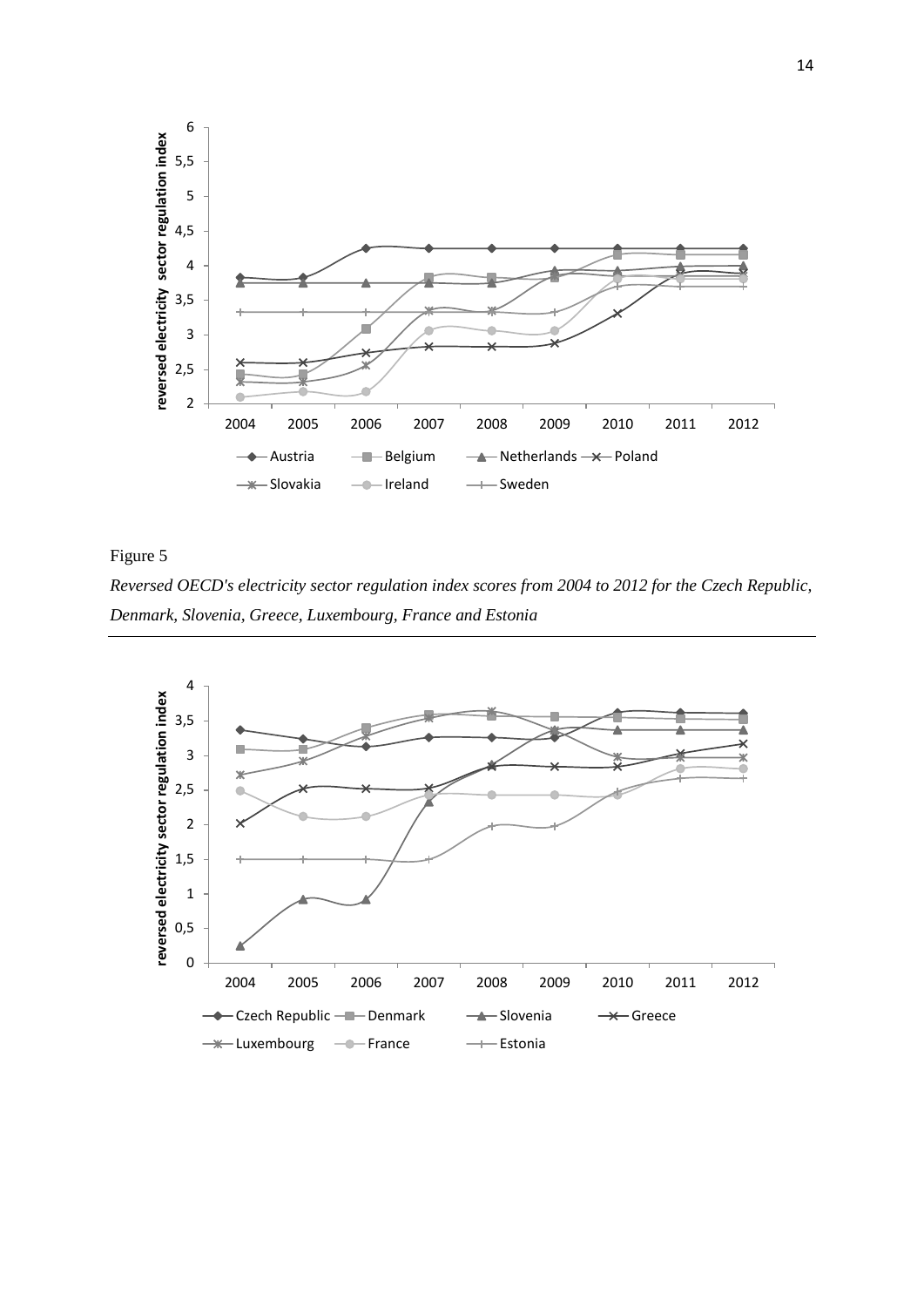Figure 5

*Reversed OECD's electricity sector regulation index scores from 2004 to 2012 for the Czech Republic, Denmark, Slovenia, Greece, Luxembourg, France and Estonia*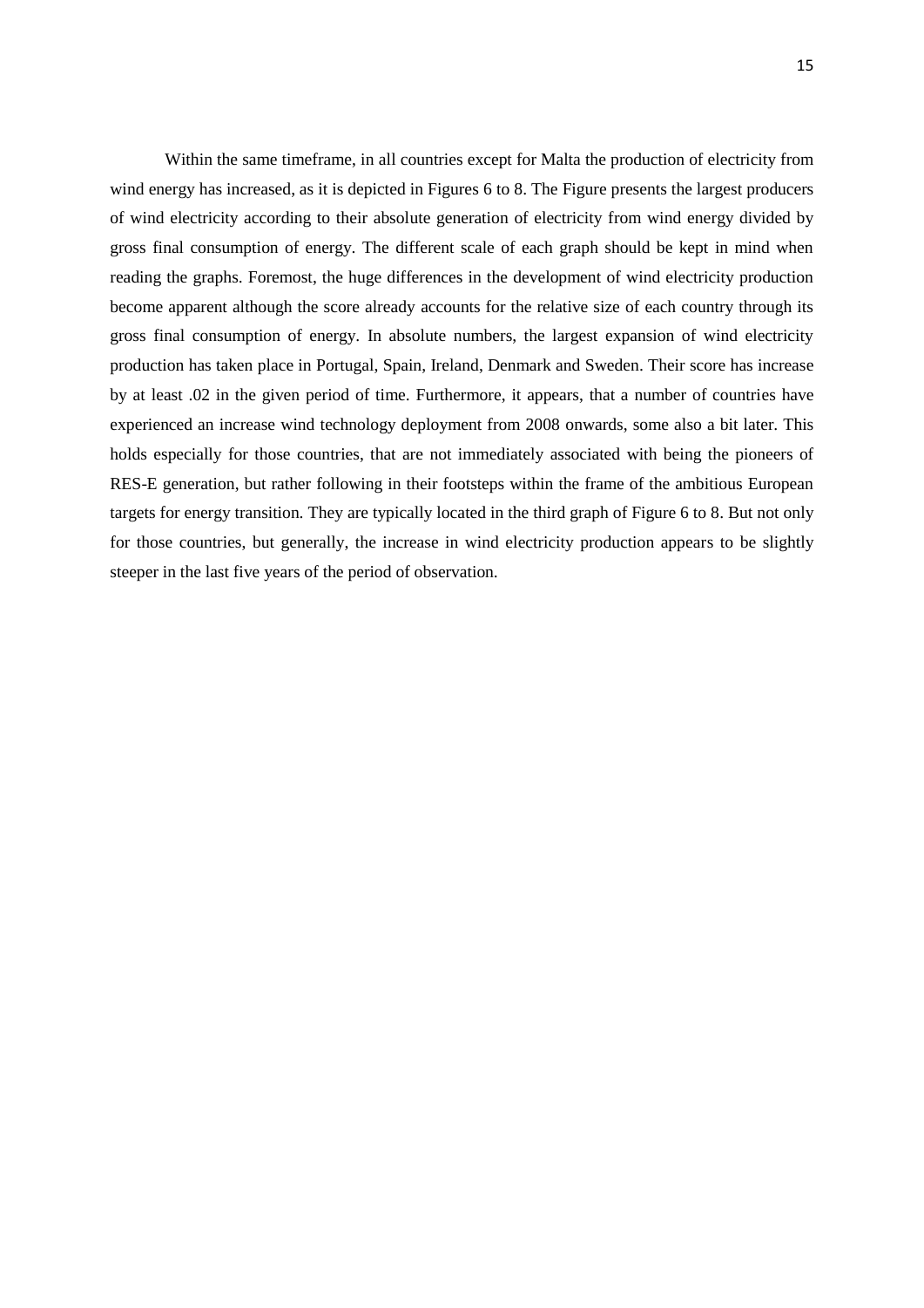Within the same timeframe, in all countries except for Malta the production of electricity from wind energy has increased, as it is depicted in Figures 6 to 8. The Figure presents the largest producers of wind electricity according to their absolute generation of electricity from wind energy divided by gross final consumption of energy. The different scale of each graph should be kept in mind when reading the graphs. Foremost, the huge differences in the development of wind electricity production become apparent although the score already accounts for the relative size of each country through its gross final consumption of energy. In absolute numbers, the largest expansion of wind electricity production has taken place in Portugal, Spain, Ireland, Denmark and Sweden. Their score has increase by at least .02 in the given period of time. Furthermore, it appears, that a number of countries have experienced an increase wind technology deployment from 2008 onwards, some also a bit later. This holds especially for those countries, that are not immediately associated with being the pioneers of RES-E generation, but rather following in their footsteps within the frame of the ambitious European targets for energy transition. They are typically located in the third graph of Figure 6 to 8. But not only for those countries, but generally, the increase in wind electricity production appears to be slightly steeper in the last five years of the period of observation.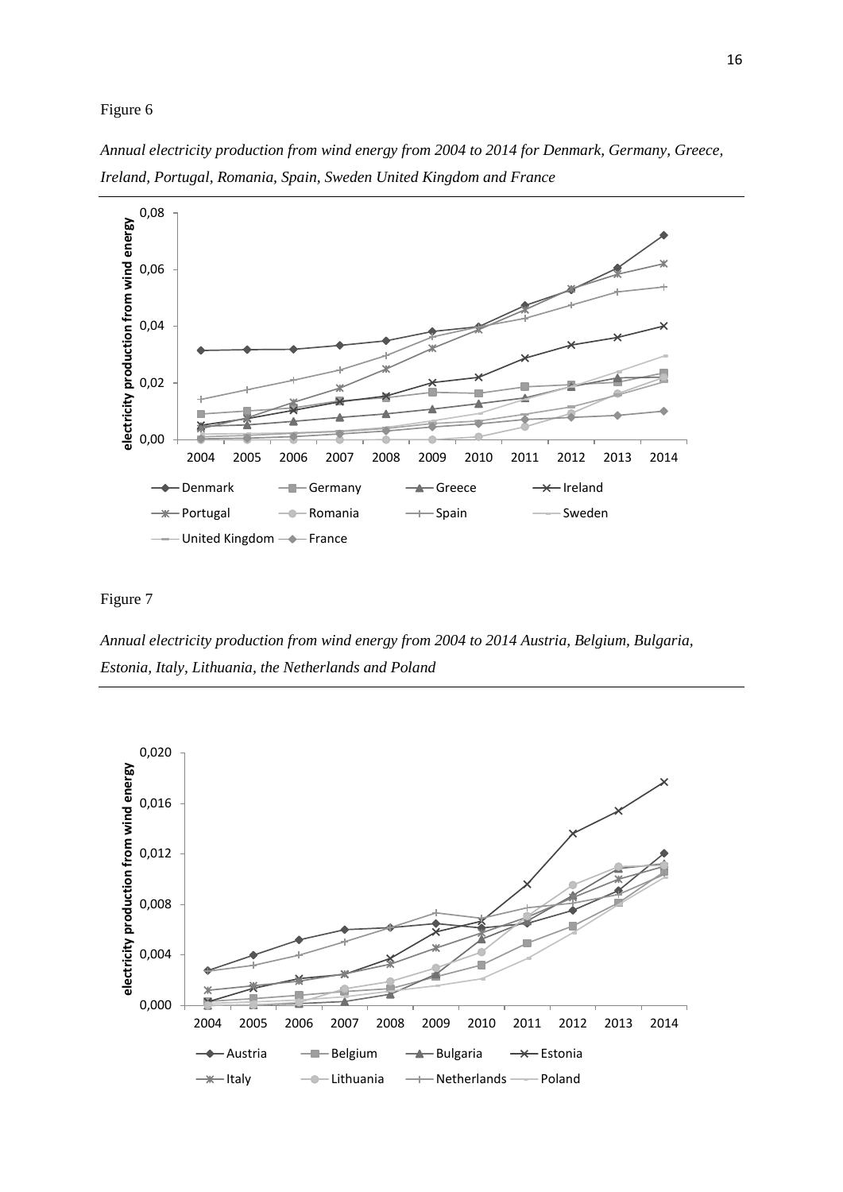Figure 6

*Annual electricity production from wind energy from 2004 to 2014 for Denmark, Germany, Greece, Ireland, Portugal, Romania, Spain, Sweden United Kingdom and France*

Figure 7

*Annual electricity production from wind energy from 2004 to 2014 Austria, Belgium, Bulgaria, Estonia, Italy, Lithuania, the Netherlands and Poland*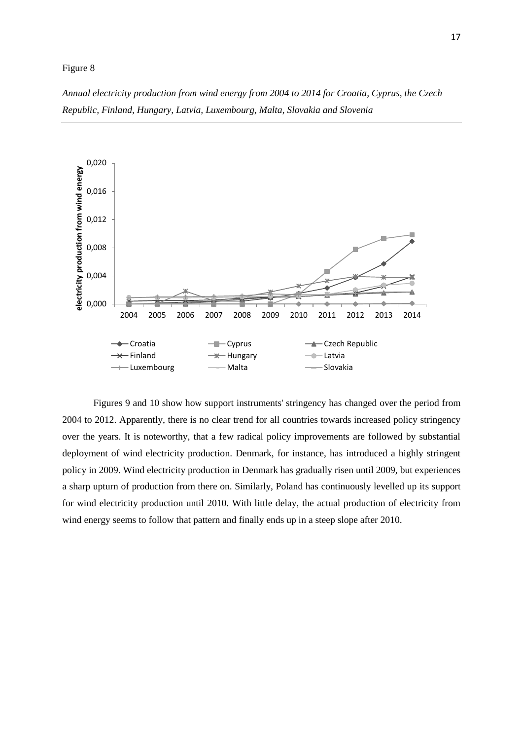Figure 8

*Annual electricity production from wind energy from 2004 to 2014 for Croatia, Cyprus, the Czech Republic, Finland, Hungary, Latvia, Luxembourg, Malta, Slovakia and Slovenia*

Figures 9 and 10 show how support instruments' stringency has changed over the period from 2004 to 2012. Apparently, there is no clear trend for all countries towards increased policy stringency over the years. It is noteworthy, that a few radical policy improvements are followed by substantial deployment of wind electricity production. Denmark, for instance, has introduced a highly stringent policy in 2009. Wind electricity production in Denmark has gradually risen until 2009, but experiences a sharp upturn of production from there on. Similarly, Poland has continuously levelled up its support for wind electricity production until 2010. With little delay, the actual production of electricity from wind energy seems to follow that pattern and finally ends up in a steep slope after 2010.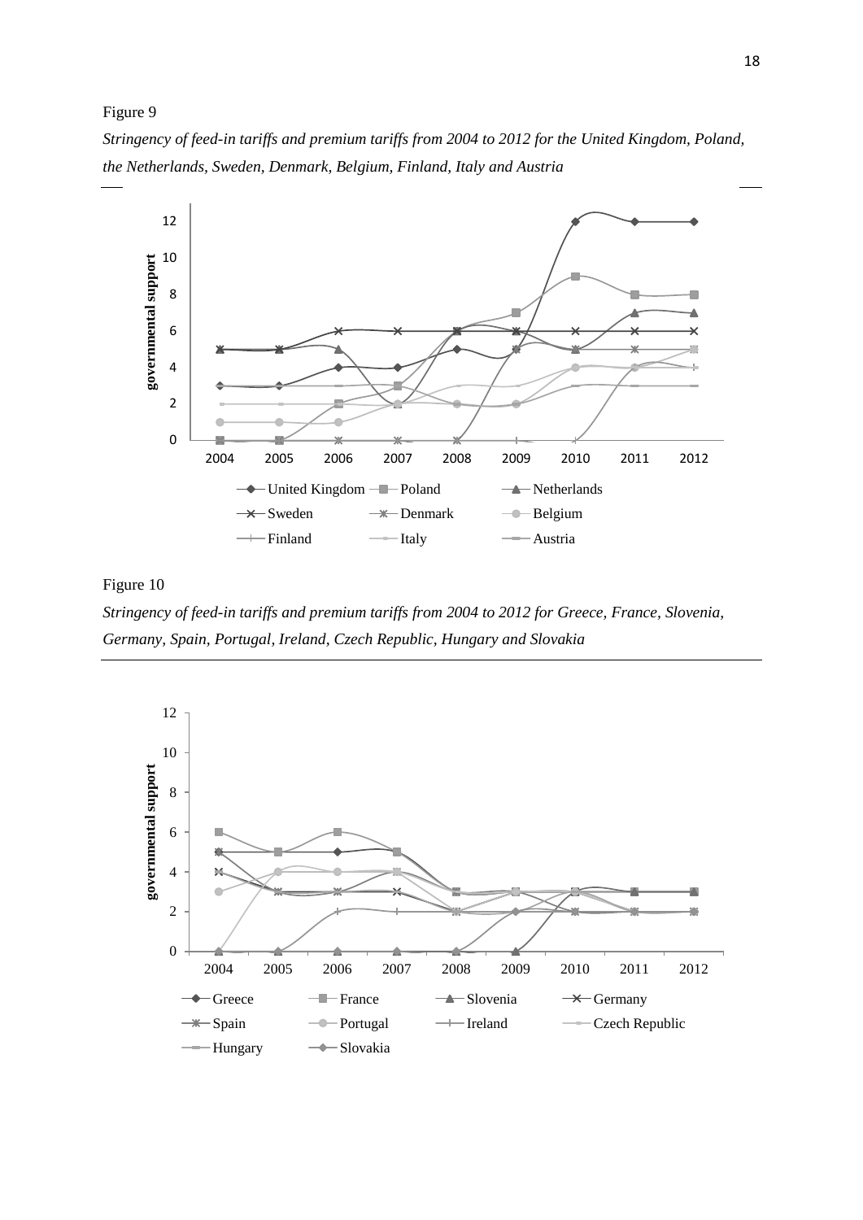Figure 9

*Stringency of feed-in tariffs and premium tariffs from 2004 to 2012 for the United Kingdom, Poland, the Netherlands, Sweden, Denmark, Belgium, Finland, Italy and Austria*

Figure 10

*Stringency of feed-in tariffs and premium tariffs from 2004 to 2012 for Greece, France, Slovenia, Germany, Spain, Portugal, Ireland, Czech Republic, Hungary and Slovakia*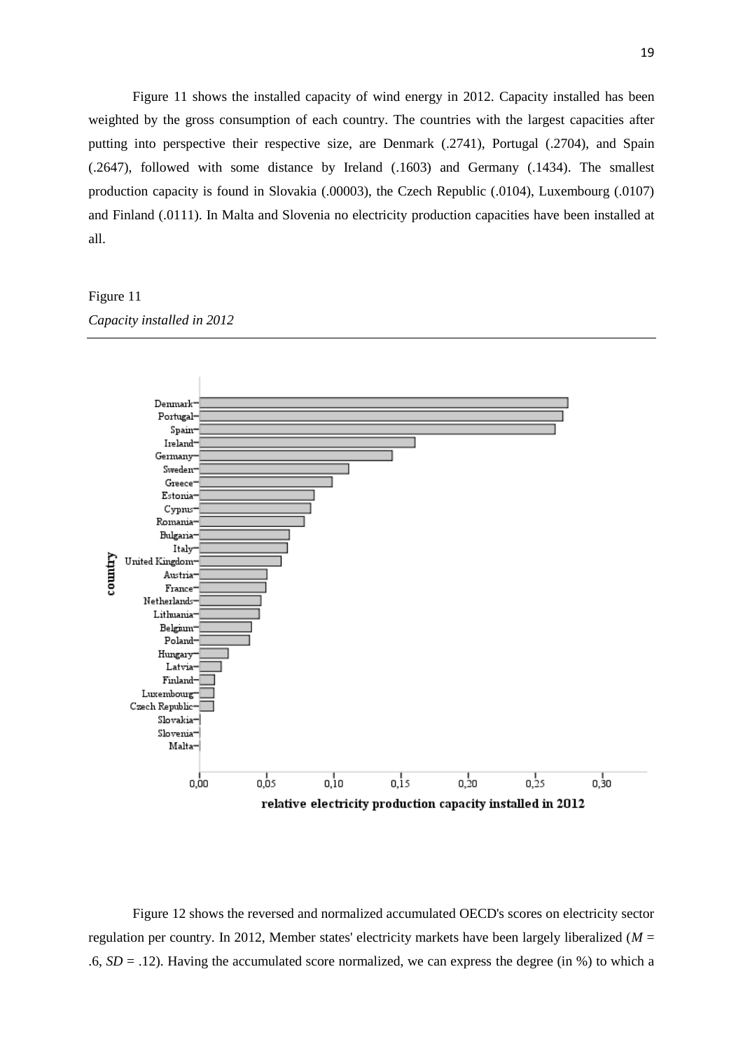Figure 11 shows the installed capacity of wind energy in 2012. Capacity installed has been weighted by the gross consumption of each country. The countries with the largest capacities after putting into perspective their respective size, are Denmark (.2741), Portugal (.2704), and Spain (.2647), followed with some distance by Ireland (.1603) and Germany (.1434). The smallest production capacity is found in Slovakia (.00003), the Czech Republic (.0104), Luxembourg (.0107) and Finland (.0111). In Malta and Slovenia no electricity production capacities have been installed at all.

Figure 11

*Capacity installed in 2012*

Figure 12 shows the reversed and normalized accumulated OECD's scores on electricity sector regulation per country. In 2012, Member states' electricity markets have been largely liberalized ($M$ = .6, $SD$ = .12). Having the accumulated score normalized, we can express the degree (in %) to which a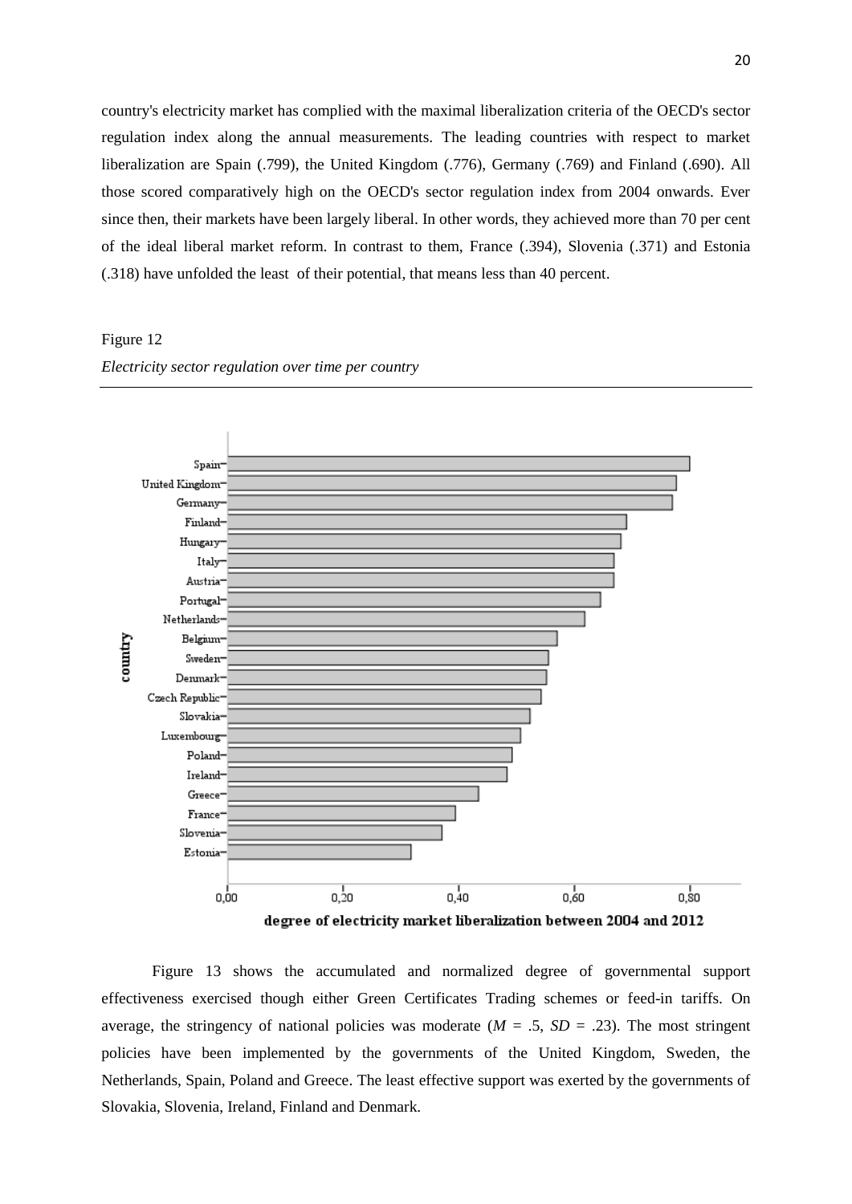country's electricity market has complied with the maximal liberalization criteria of the OECD's sector regulation index along the annual measurements. The leading countries with respect to market liberalization are Spain (.799), the United Kingdom (.776), Germany (.769) and Finland (.690). All those scored comparatively high on the OECD's sector regulation index from 2004 onwards. Ever since then, their markets have been largely liberal. In other words, they achieved more than 70 per cent of the ideal liberal market reform. In contrast to them, France (.394), Slovenia (.371) and Estonia (.318) have unfolded the least of their potential, that means less than 40 percent.

Figure 12

*Electricity sector regulation over time per country*

Figure 13 shows the accumulated and normalized degree of governmental support effectiveness exercised though either Green Certificates Trading schemes or feed-in tariffs. On average, the stringency of national policies was moderate ($M$ = .5, $SD$ = .23). The most stringent policies have been implemented by the governments of the United Kingdom, Sweden, the Netherlands, Spain, Poland and Greece. The least effective support was exerted by the governments of Slovakia, Slovenia, Ireland, Finland and Denmark.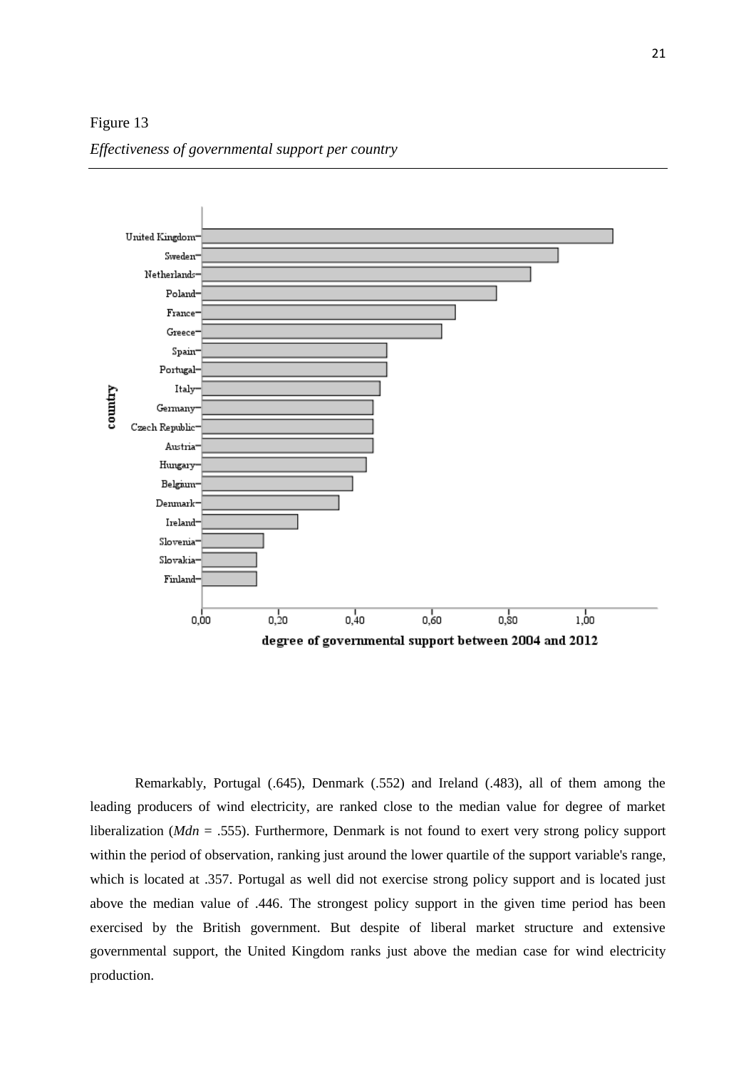Figure 13

*Effectiveness of governmental support per country*

Remarkably, Portugal (.645), Denmark (.552) and Ireland (.483), all of them among the leading producers of wind electricity, are ranked close to the median value for degree of market liberalization (*Mdn* = .555). Furthermore, Denmark is not found to exert very strong policy support within the period of observation, ranking just around the lower quartile of the support variable's range, which is located at .357. Portugal as well did not exercise strong policy support and is located just above the median value of .446. The strongest policy support in the given time period has been exercised by the British government. But despite of liberal market structure and extensive governmental support, the United Kingdom ranks just above the median case for wind electricity production.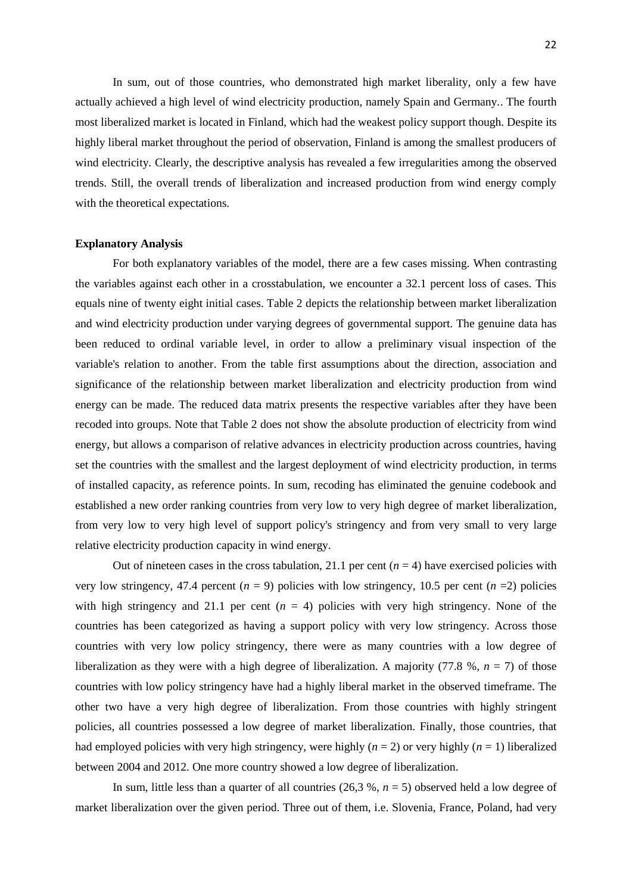In sum, out of those countries, who demonstrated high market liberality, only a few have actually achieved a high level of wind electricity production, namely Spain and Germany.. The fourth most liberalized market is located in Finland, which had the weakest policy support though. Despite its highly liberal market throughout the period of observation, Finland is among the smallest producers of wind electricity. Clearly, the descriptive analysis has revealed a few irregularities among the observed trends. Still, the overall trends of liberalization and increased production from wind energy comply with the theoretical expectations.

**Explanatory Analysis**

For both explanatory variables of the model, there are a few cases missing. When contrasting the variables against each other in a crosstabulation, we encounter a 32.1 percent loss of cases. This equals nine of twenty eight initial cases. Table 2 depicts the relationship between market liberalization and wind electricity production under varying degrees of governmental support. The genuine data has been reduced to ordinal variable level, in order to allow a preliminary visual inspection of the variable's relation to another. From the table first assumptions about the direction, association and significance of the relationship between market liberalization and electricity production from wind energy can be made. The reduced data matrix presents the respective variables after they have been recoded into groups. Note that Table 2 does not show the absolute production of electricity from wind energy, but allows a comparison of relative advances in electricity production across countries, having set the countries with the smallest and the largest deployment of wind electricity production, in terms of installed capacity, as reference points. In sum, recoding has eliminated the genuine codebook and established a new order ranking countries from very low to very high degree of market liberalization, from very low to very high level of support policy's stringency and from very small to very large relative electricity production capacity in wind energy.

Out of nineteen cases in the cross tabulation, 21.1 per cent ($n$ = 4) have exercised policies with very low stringency, 47.4 percent ($n$ = 9) policies with low stringency, 10.5 per cent ($n$ =2) policies with high stringency and 21.1 per cent ($n$ = 4) policies with very high stringency. None of the countries has been categorized as having a support policy with very low stringency. Across those countries with very low policy stringency, there were as many countries with a low degree of liberalization as they were with a high degree of liberalization. A majority (77.8 %, $n$ = 7) of those countries with low policy stringency have had a highly liberal market in the observed timeframe. The other two have a very high degree of liberalization. From those countries with highly stringent policies, all countries possessed a low degree of market liberalization. Finally, those countries, that had employed policies with very high stringency, were highly ($n$ = 2) or very highly ($n$ = 1) liberalized between 2004 and 2012. One more country showed a low degree of liberalization.

In sum, little less than a quarter of all countries (26,3 %, $n$ = 5) observed held a low degree of market liberalization over the given period. Three out of them, i.e. Slovenia, France, Poland, had very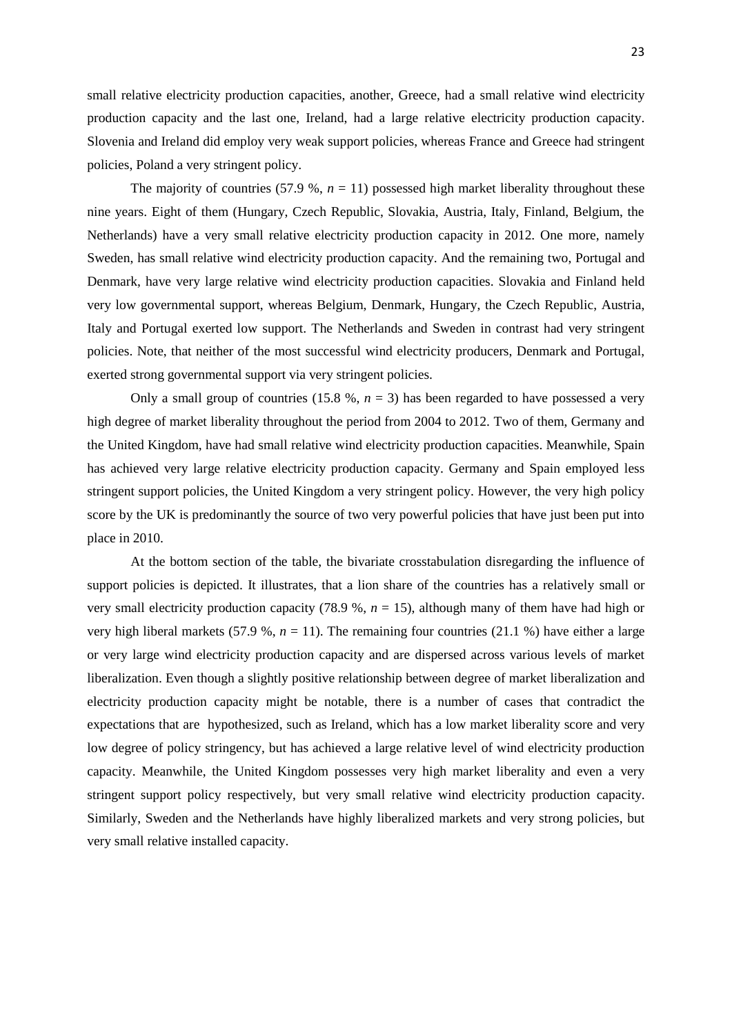small relative electricity production capacities, another, Greece, had a small relative wind electricity production capacity and the last one, Ireland, had a large relative electricity production capacity. Slovenia and Ireland did employ very weak support policies, whereas France and Greece had stringent policies, Poland a very stringent policy.

The majority of countries (57.9 %, *n* = 11) possessed high market liberality throughout these nine years. Eight of them (Hungary, Czech Republic, Slovakia, Austria, Italy, Finland, Belgium, the Netherlands) have a very small relative electricity production capacity in 2012. One more, namely Sweden, has small relative wind electricity production capacity. And the remaining two, Portugal and Denmark, have very large relative wind electricity production capacities. Slovakia and Finland held very low governmental support, whereas Belgium, Denmark, Hungary, the Czech Republic, Austria, Italy and Portugal exerted low support. The Netherlands and Sweden in contrast had very stringent policies. Note, that neither of the most successful wind electricity producers, Denmark and Portugal, exerted strong governmental support via very stringent policies.

Only a small group of countries (15.8 %, *n* = 3) has been regarded to have possessed a very high degree of market liberality throughout the period from 2004 to 2012. Two of them, Germany and the United Kingdom, have had small relative wind electricity production capacities. Meanwhile, Spain has achieved very large relative electricity production capacity. Germany and Spain employed less stringent support policies, the United Kingdom a very stringent policy. However, the very high policy score by the UK is predominantly the source of two very powerful policies that have just been put into place in 2010.

At the bottom section of the table, the bivariate crosstabulation disregarding the influence of support policies is depicted. It illustrates, that a lion share of the countries has a relatively small or very small electricity production capacity (78.9 %, *n* = 15), although many of them have had high or very high liberal markets (57.9 %, *n* = 11). The remaining four countries (21.1 %) have either a large or very large wind electricity production capacity and are dispersed across various levels of market liberalization. Even though a slightly positive relationship between degree of market liberalization and electricity production capacity might be notable, there is a number of cases that contradict the expectations that are hypothesized, such as Ireland, which has a low market liberality score and very low degree of policy stringency, but has achieved a large relative level of wind electricity production capacity. Meanwhile, the United Kingdom possesses very high market liberality and even a very stringent support policy respectively, but very small relative wind electricity production capacity. Similarly, Sweden and the Netherlands have highly liberalized markets and very strong policies, but very small relative installed capacity.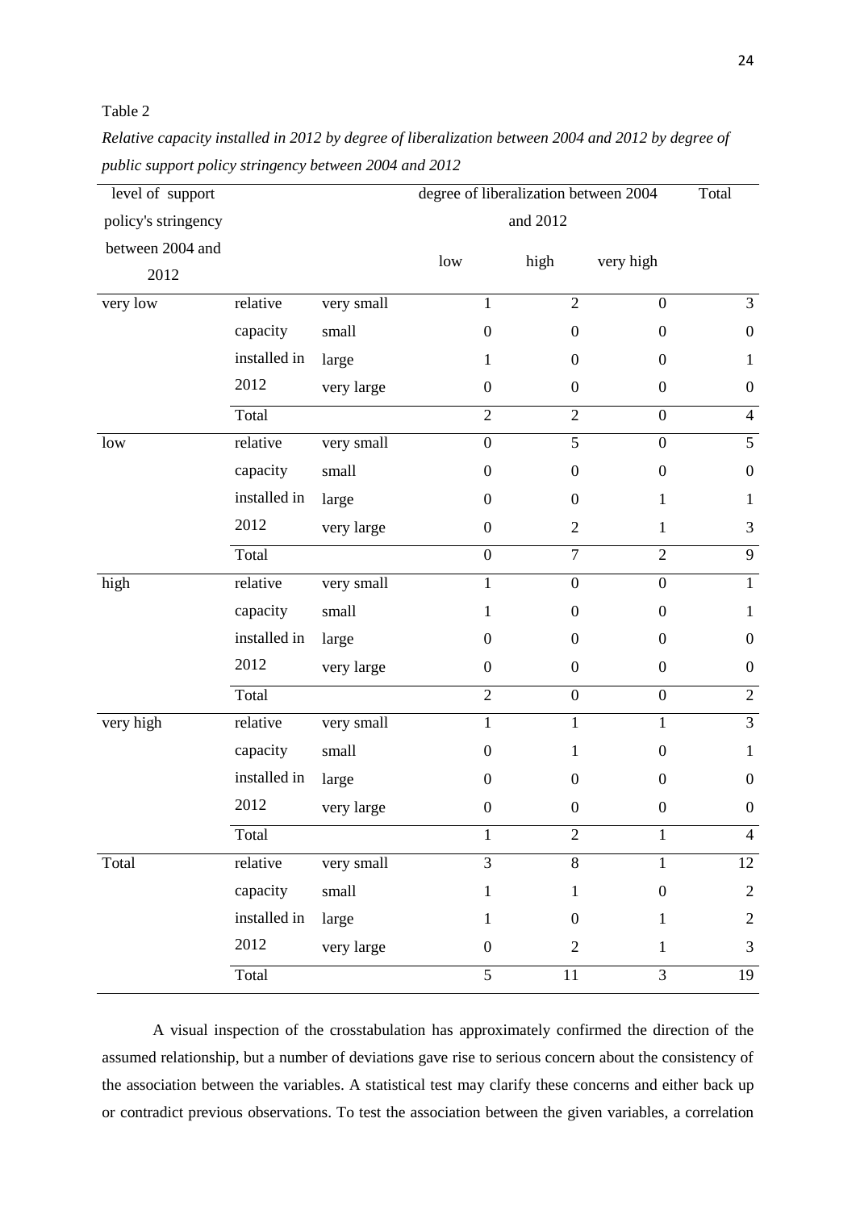Table 2

*Relative capacity installed in 2012 by degree of liberalization between 2004 and 2012 by degree of public support policy stringency between 2004 and 2012*

| level of support policy's stringency between 2004 and 2012 | | | degree of liberalization between 2004 and 2012 | | | Total |
|---|---|---|---|---|---|---|
| | | | low | high | very high | |
| very low | relative capacity installed in 2012 | very small | 1 | 2 | 0 | 3 |
| | | small | 0 | 0 | 0 | 0 |
| | | large | 1 | 0 | 0 | 1 |
| | | very large | 0 | 0 | 0 | 0 |
| | Total | | 2 | 2 | 0 | 4 |
| low | relative capacity installed in 2012 | very small | 0 | 5 | 0 | 5 |
| | | small | 0 | 0 | 0 | 0 |
| | | large | 0 | 0 | 1 | 1 |
| | | very large | 0 | 2 | 1 | 3 |
| | Total | | 0 | 7 | 2 | 9 |
| high | relative capacity installed in 2012 | very small | 1 | 0 | 0 | 1 |
| | | small | 1 | 0 | 0 | 1 |
| | | large | 0 | 0 | 0 | 0 |
| | | very large | 0 | 0 | 0 | 0 |
| | Total | | 2 | 0 | 0 | 2 |
| very high | relative capacity installed in 2012 | very small | 1 | 1 | 1 | 3 |
| | | small | 0 | 1 | 0 | 1 |
| | | large | 0 | 0 | 0 | 0 |
| | | very large | 0 | 0 | 0 | 0 |
| | Total | | 1 | 2 | 1 | 4 |
| Total | relative capacity installed in 2012 | very small | 3 | 8 | 1 | 12 |
| | | small | 1 | 1 | 0 | 2 |
| | | large | 1 | 0 | 1 | 2 |
| | | very large | 0 | 2 | 1 | 3 |
| | Total | | 5 | 11 | 3 | 19 |

A visual inspection of the crosstabulation has approximately confirmed the direction of the assumed relationship, but a number of deviations gave rise to serious concern about the consistency of the association between the variables. A statistical test may clarify these concerns and either back up or contradict previous observations. To test the association between the given variables, a correlation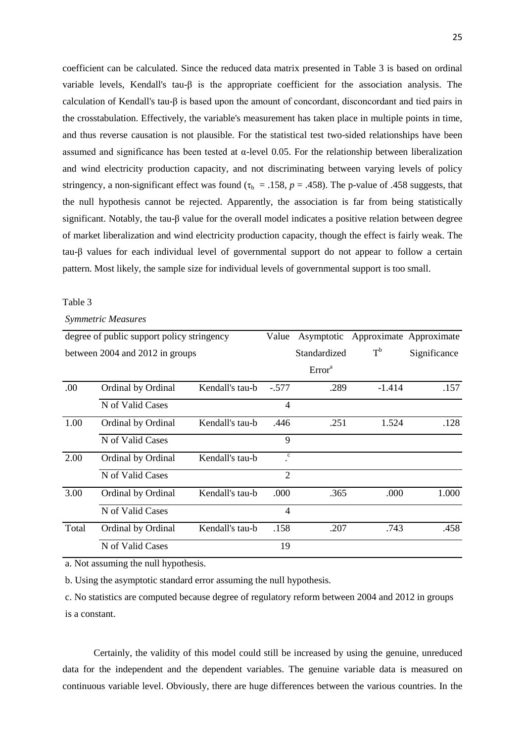coefficient can be calculated. Since the reduced data matrix presented in Table 3 is based on ordinal variable levels, Kendall's tau-β is the appropriate coefficient for the association analysis. The calculation of Kendall's tau-β is based upon the amount of concordant, disconcordant and tied pairs in the crosstabulation. Effectively, the variable's measurement has taken place in multiple points in time, and thus reverse causation is not plausible. For the statistical test two-sided relationships have been assumed and significance has been tested at α-level 0.05. For the relationship between liberalization and wind electricity production capacity, and not discriminating between varying levels of policy stringency, a non-significant effect was found ($\tau_b = .158$, $p = .458$). The p-value of .458 suggests, that the null hypothesis cannot be rejected. Apparently, the association is far from being statistically significant. Notably, the tau-β value for the overall model indicates a positive relation between degree of market liberalization and wind electricity production capacity, though the effect is fairly weak. The tau-β values for each individual level of governmental support do not appear to follow a certain pattern. Most likely, the sample size for individual levels of governmental support is too small.

Table 3

*Symmetric Measures*

| degree of public support policy stringency between 2004 and 2012 in groups | | | Value | Asymptotic Standardized Error[a] | Approximate T[b] | Approximate Significance |
|---|---|---|---|---|---|---|
| .00 | Ordinal by Ordinal | Kendall's tau-b | -.577 | .289 | -1.414 | .157 |
| | N of Valid Cases | | 4 | | | |
| 1.00 | Ordinal by Ordinal | Kendall's tau-b | .446 | .251 | 1.524 | .128 |
| | N of Valid Cases | | 9 | | | |
| 2.00 | Ordinal by Ordinal | Kendall's tau-b | .[c] | | | |
| | N of Valid Cases | | 2 | | | |
| 3.00 | Ordinal by Ordinal | Kendall's tau-b | .000 | .365 | .000 | 1.000 |
| | N of Valid Cases | | 4 | | | |
| Total | Ordinal by Ordinal | Kendall's tau-b | .158 | .207 | .743 | .458 |
| | N of Valid Cases | | 19 | | | |

a. Not assuming the null hypothesis.

b. Using the asymptotic standard error assuming the null hypothesis.

c. No statistics are computed because degree of regulatory reform between 2004 and 2012 in groups is a constant.

Certainly, the validity of this model could still be increased by using the genuine, unreduced data for the independent and the dependent variables. The genuine variable data is measured on continuous variable level. Obviously, there are huge differences between the various countries. In the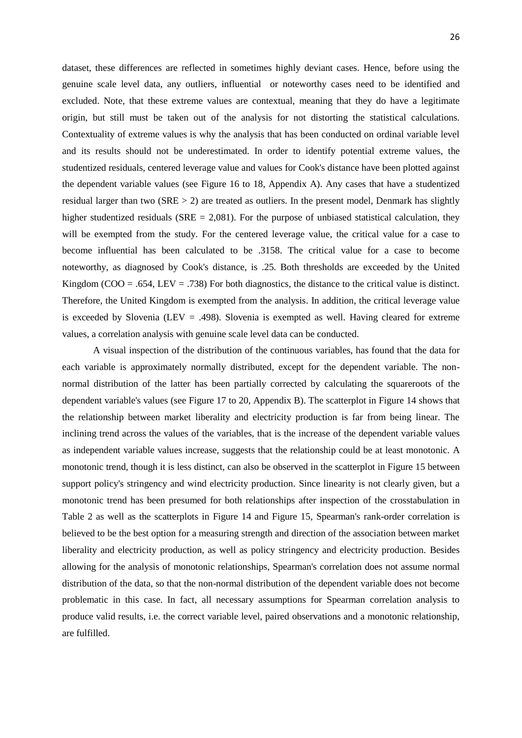dataset, these differences are reflected in sometimes highly deviant cases. Hence, before using the genuine scale level data, any outliers, influential or noteworthy cases need to be identified and excluded. Note, that these extreme values are contextual, meaning that they do have a legitimate origin, but still must be taken out of the analysis for not distorting the statistical calculations. Contextuality of extreme values is why the analysis that has been conducted on ordinal variable level and its results should not be underestimated. In order to identify potential extreme values, the studentized residuals, centered leverage value and values for Cook's distance have been plotted against the dependent variable values (see Figure 16 to 18, Appendix A). Any cases that have a studentized residual larger than two ($SRE > 2$) are treated as outliers. In the present model, Denmark has slightly higher studentized residuals ($SRE = 2,081$). For the purpose of unbiased statistical calculation, they will be exempted from the study. For the centered leverage value, the critical value for a case to become influential has been calculated to be .3158. The critical value for a case to become noteworthy, as diagnosed by Cook's distance, is .25. Both thresholds are exceeded by the United Kingdom ($COO = .654$, $LEV = .738$) For both diagnostics, the distance to the critical value is distinct. Therefore, the United Kingdom is exempted from the analysis. In addition, the critical leverage value is exceeded by Slovenia ($LEV = .498$). Slovenia is exempted as well. Having cleared for extreme values, a correlation analysis with genuine scale level data can be conducted.

A visual inspection of the distribution of the continuous variables, has found that the data for each variable is approximately normally distributed, except for the dependent variable. The non-normal distribution of the latter has been partially corrected by calculating the squareroots of the dependent variable's values (see Figure 17 to 20, Appendix B). The scatterplot in Figure 14 shows that the relationship between market liberality and electricity production is far from being linear. The inclining trend across the values of the variables, that is the increase of the dependent variable values as independent variable values increase, suggests that the relationship could be at least monotonic. A monotonic trend, though it is less distinct, can also be observed in the scatterplot in Figure 15 between support policy's stringency and wind electricity production. Since linearity is not clearly given, but a monotonic trend has been presumed for both relationships after inspection of the crosstabulation in Table 2 as well as the scatterplots in Figure 14 and Figure 15, Spearman's rank-order correlation is believed to be the best option for a measuring strength and direction of the association between market liberality and electricity production, as well as policy stringency and electricity production. Besides allowing for the analysis of monotonic relationships, Spearman's correlation does not assume normal distribution of the data, so that the non-normal distribution of the dependent variable does not become problematic in this case. In fact, all necessary assumptions for Spearman correlation analysis to produce valid results, i.e. the correct variable level, paired observations and a monotonic relationship, are fulfilled.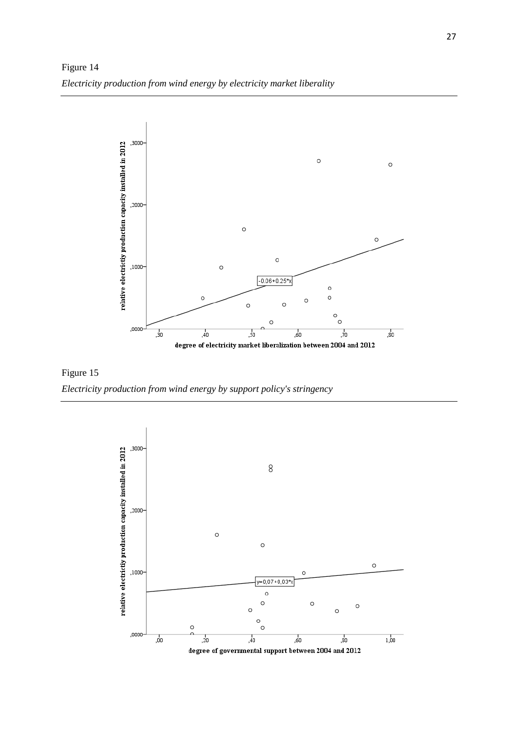Figure 14

*Electricity production from wind energy by electricity market liberality*

Figure 15

*Electricity production from wind energy by support policy's stringency*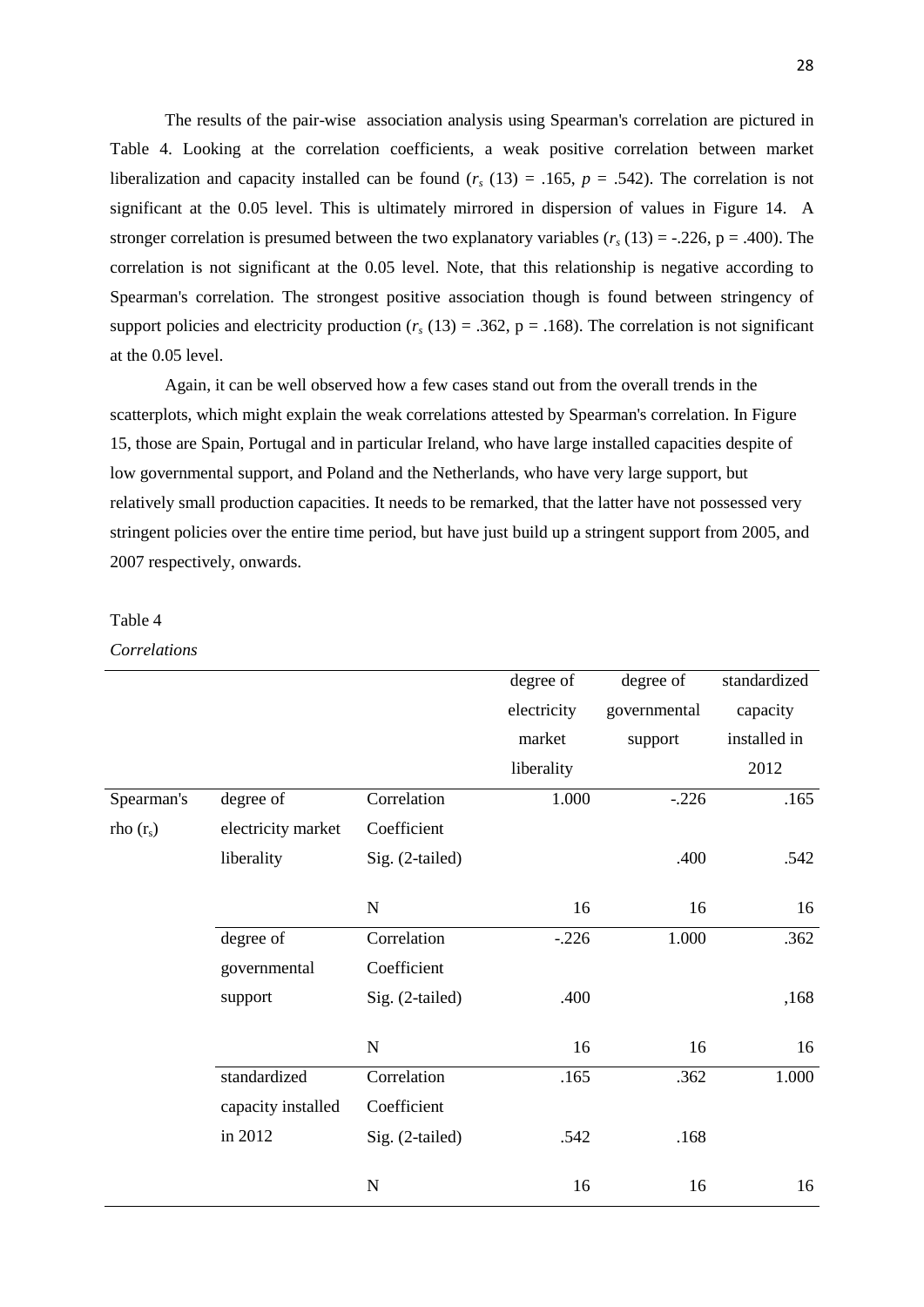The results of the pair-wise association analysis using Spearman's correlation are pictured in Table 4. Looking at the correlation coefficients, a weak positive correlation between market liberalization and capacity installed can be found ($r_s$ (13) = .165, $p$ = .542). The correlation is not significant at the 0.05 level. This is ultimately mirrored in dispersion of values in Figure 14. A stronger correlation is presumed between the two explanatory variables ($r_s$ (13) = -.226, p = .400). The correlation is not significant at the 0.05 level. Note, that this relationship is negative according to Spearman's correlation. The strongest positive association though is found between stringency of support policies and electricity production ($r_s$ (13) = .362, p = .168). The correlation is not significant at the 0.05 level.

Again, it can be well observed how a few cases stand out from the overall trends in the scatterplots, which might explain the weak correlations attested by Spearman's correlation. In Figure 15, those are Spain, Portugal and in particular Ireland, who have large installed capacities despite of low governmental support, and Poland and the Netherlands, who have very large support, but relatively small production capacities. It needs to be remarked, that the latter have not possessed very stringent policies over the entire time period, but have just build up a stringent support from 2005, and 2007 respectively, onwards.

Table 4

*Correlations*

| | | | degree of electricity market liberality | degree of governmental support | standardized capacity installed in 2012 |
|---|---|---|---|---|---|
| Spearman's rho ($r_s$) | degree of electricity market liberality | Correlation Coefficient | 1.000 | -.226 | .165 |
| | | Sig. (2-tailed) | | .400 | .542 |
| | | N | 16 | 16 | 16 |
| | degree of governmental support | Correlation Coefficient | -.226 | 1.000 | .362 |
| | | Sig. (2-tailed) | .400 | | ,168 |
| | | N | 16 | 16 | 16 |
| | standardized capacity installed in 2012 | Correlation Coefficient | .165 | .362 | 1.000 |
| | | Sig. (2-tailed) | .542 | .168 | |
| | | N | 16 | 16 | 16 |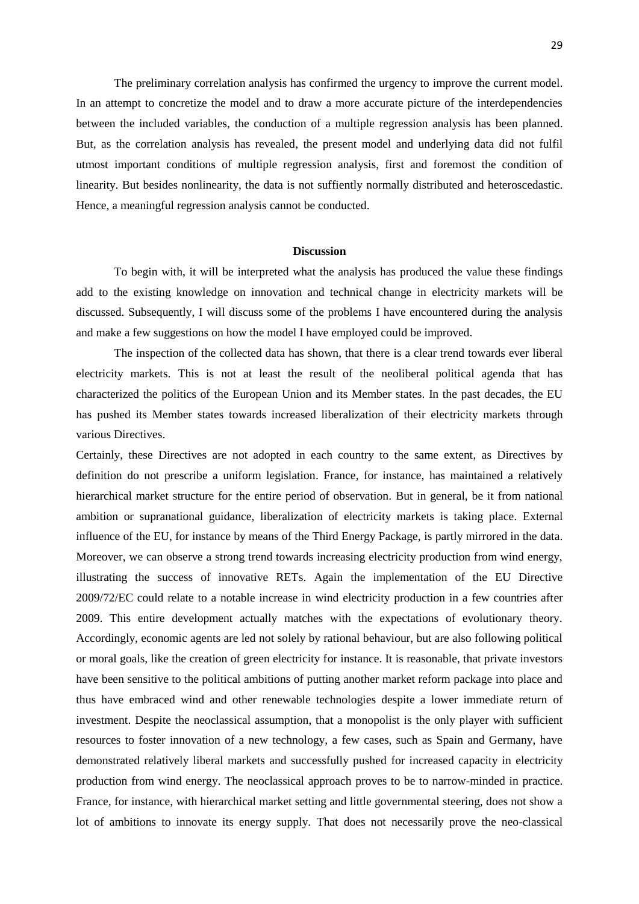The preliminary correlation analysis has confirmed the urgency to improve the current model. In an attempt to concretize the model and to draw a more accurate picture of the interdependencies between the included variables, the conduction of a multiple regression analysis has been planned. But, as the correlation analysis has revealed, the present model and underlying data did not fulfil utmost important conditions of multiple regression analysis, first and foremost the condition of linearity. But besides nonlinearity, the data is not suffiently normally distributed and heteroscedastic. Hence, a meaningful regression analysis cannot be conducted.

## Discussion

To begin with, it will be interpreted what the analysis has produced the value these findings add to the existing knowledge on innovation and technical change in electricity markets will be discussed. Subsequently, I will discuss some of the problems I have encountered during the analysis and make a few suggestions on how the model I have employed could be improved.

The inspection of the collected data has shown, that there is a clear trend towards ever liberal electricity markets. This is not at least the result of the neoliberal political agenda that has characterized the politics of the European Union and its Member states. In the past decades, the EU has pushed its Member states towards increased liberalization of their electricity markets through various Directives.

Certainly, these Directives are not adopted in each country to the same extent, as Directives by definition do not prescribe a uniform legislation. France, for instance, has maintained a relatively hierarchical market structure for the entire period of observation. But in general, be it from national ambition or supranational guidance, liberalization of electricity markets is taking place. External influence of the EU, for instance by means of the Third Energy Package, is partly mirrored in the data. Moreover, we can observe a strong trend towards increasing electricity production from wind energy, illustrating the success of innovative RETs. Again the implementation of the EU Directive 2009/72/EC could relate to a notable increase in wind electricity production in a few countries after 2009. This entire development actually matches with the expectations of evolutionary theory. Accordingly, economic agents are led not solely by rational behaviour, but are also following political or moral goals, like the creation of green electricity for instance. It is reasonable, that private investors have been sensitive to the political ambitions of putting another market reform package into place and thus have embraced wind and other renewable technologies despite a lower immediate return of investment. Despite the neoclassical assumption, that a monopolist is the only player with sufficient resources to foster innovation of a new technology, a few cases, such as Spain and Germany, have demonstrated relatively liberal markets and successfully pushed for increased capacity in electricity production from wind energy. The neoclassical approach proves to be to narrow-minded in practice. France, for instance, with hierarchical market setting and little governmental steering, does not show a lot of ambitions to innovate its energy supply. That does not necessarily prove the neo-classical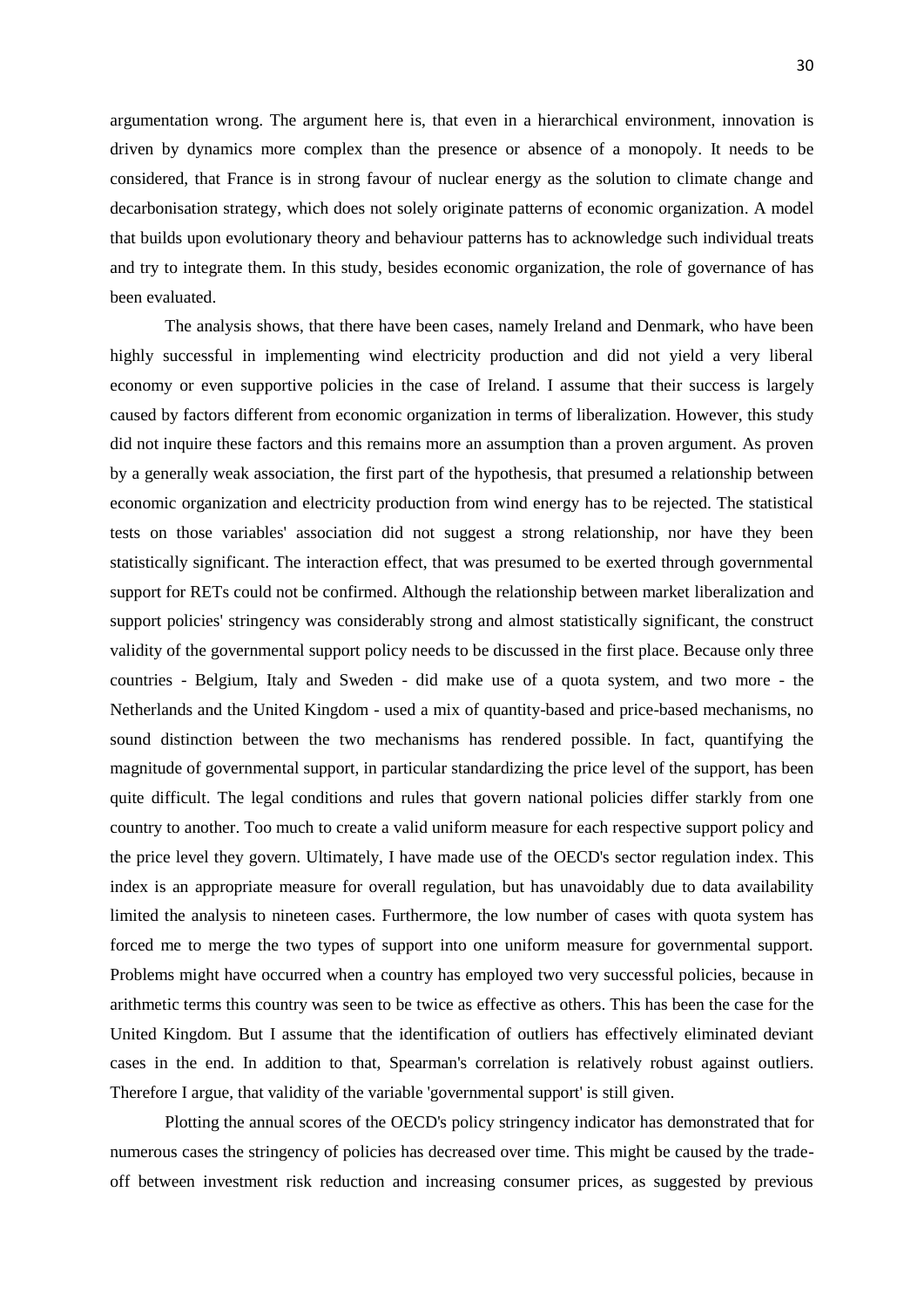argumentation wrong. The argument here is, that even in a hierarchical environment, innovation is driven by dynamics more complex than the presence or absence of a monopoly. It needs to be considered, that France is in strong favour of nuclear energy as the solution to climate change and decarbonisation strategy, which does not solely originate patterns of economic organization. A model that builds upon evolutionary theory and behaviour patterns has to acknowledge such individual treats and try to integrate them. In this study, besides economic organization, the role of governance of has been evaluated.

The analysis shows, that there have been cases, namely Ireland and Denmark, who have been highly successful in implementing wind electricity production and did not yield a very liberal economy or even supportive policies in the case of Ireland. I assume that their success is largely caused by factors different from economic organization in terms of liberalization. However, this study did not inquire these factors and this remains more an assumption than a proven argument. As proven by a generally weak association, the first part of the hypothesis, that presumed a relationship between economic organization and electricity production from wind energy has to be rejected. The statistical tests on those variables' association did not suggest a strong relationship, nor have they been statistically significant. The interaction effect, that was presumed to be exerted through governmental support for RETs could not be confirmed. Although the relationship between market liberalization and support policies' stringency was considerably strong and almost statistically significant, the construct validity of the governmental support policy needs to be discussed in the first place. Because only three countries - Belgium, Italy and Sweden - did make use of a quota system, and two more - the Netherlands and the United Kingdom - used a mix of quantity-based and price-based mechanisms, no sound distinction between the two mechanisms has rendered possible. In fact, quantifying the magnitude of governmental support, in particular standardizing the price level of the support, has been quite difficult. The legal conditions and rules that govern national policies differ starkly from one country to another. Too much to create a valid uniform measure for each respective support policy and the price level they govern. Ultimately, I have made use of the OECD's sector regulation index. This index is an appropriate measure for overall regulation, but has unavoidably due to data availability limited the analysis to nineteen cases. Furthermore, the low number of cases with quota system has forced me to merge the two types of support into one uniform measure for governmental support. Problems might have occurred when a country has employed two very successful policies, because in arithmetic terms this country was seen to be twice as effective as others. This has been the case for the United Kingdom. But I assume that the identification of outliers has effectively eliminated deviant cases in the end. In addition to that, Spearman's correlation is relatively robust against outliers. Therefore I argue, that validity of the variable 'governmental support' is still given.

Plotting the annual scores of the OECD's policy stringency indicator has demonstrated that for numerous cases the stringency of policies has decreased over time. This might be caused by the trade-off between investment risk reduction and increasing consumer prices, as suggested by previous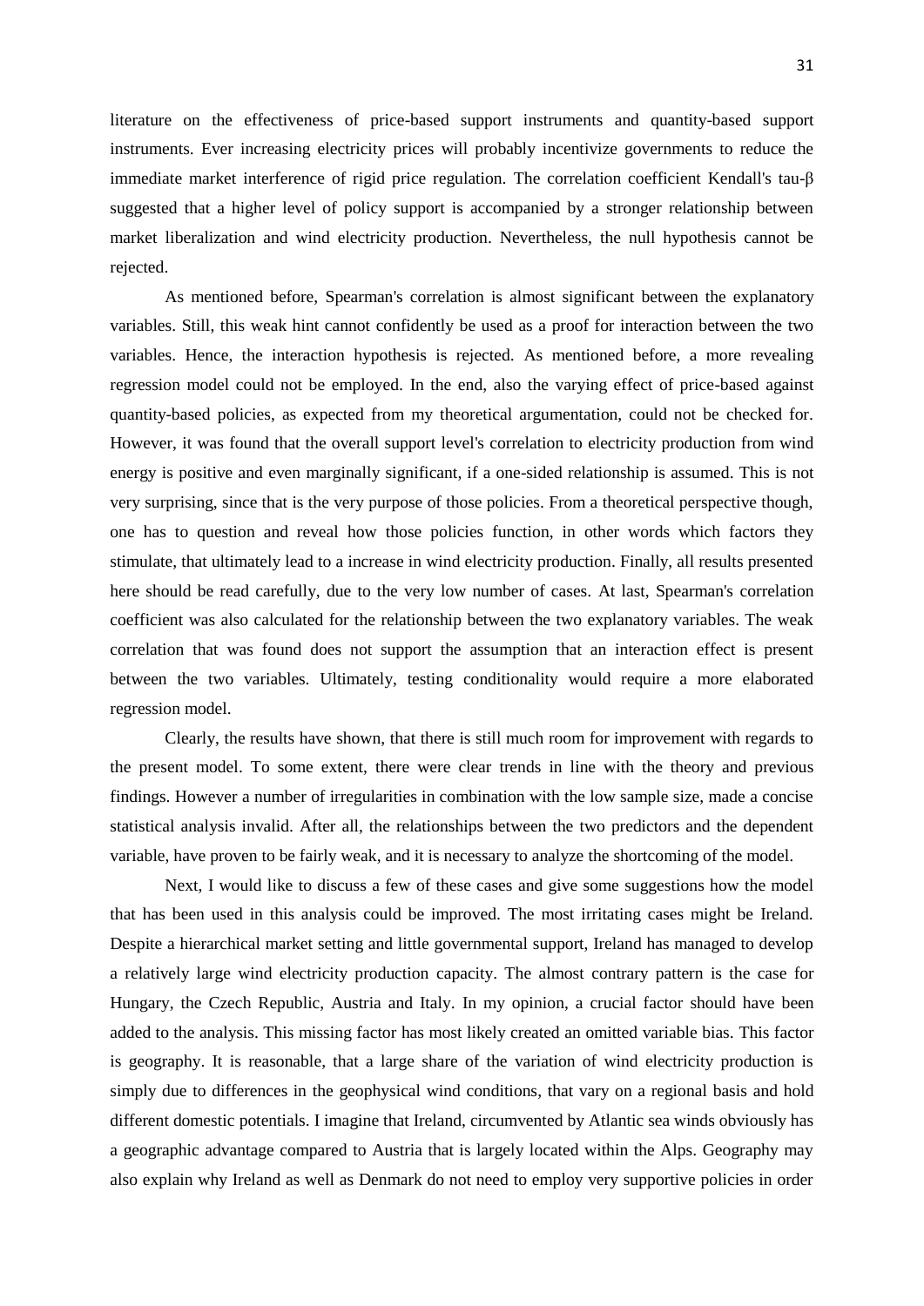literature on the effectiveness of price-based support instruments and quantity-based support instruments. Ever increasing electricity prices will probably incentivize governments to reduce the immediate market interference of rigid price regulation. The correlation coefficient Kendall's tau-β suggested that a higher level of policy support is accompanied by a stronger relationship between market liberalization and wind electricity production. Nevertheless, the null hypothesis cannot be rejected.

As mentioned before, Spearman's correlation is almost significant between the explanatory variables. Still, this weak hint cannot confidently be used as a proof for interaction between the two variables. Hence, the interaction hypothesis is rejected. As mentioned before, a more revealing regression model could not be employed. In the end, also the varying effect of price-based against quantity-based policies, as expected from my theoretical argumentation, could not be checked for. However, it was found that the overall support level's correlation to electricity production from wind energy is positive and even marginally significant, if a one-sided relationship is assumed. This is not very surprising, since that is the very purpose of those policies. From a theoretical perspective though, one has to question and reveal how those policies function, in other words which factors they stimulate, that ultimately lead to a increase in wind electricity production. Finally, all results presented here should be read carefully, due to the very low number of cases. At last, Spearman's correlation coefficient was also calculated for the relationship between the two explanatory variables. The weak correlation that was found does not support the assumption that an interaction effect is present between the two variables. Ultimately, testing conditionality would require a more elaborated regression model.

Clearly, the results have shown, that there is still much room for improvement with regards to the present model. To some extent, there were clear trends in line with the theory and previous findings. However a number of irregularities in combination with the low sample size, made a concise statistical analysis invalid. After all, the relationships between the two predictors and the dependent variable, have proven to be fairly weak, and it is necessary to analyze the shortcoming of the model.

Next, I would like to discuss a few of these cases and give some suggestions how the model that has been used in this analysis could be improved. The most irritating cases might be Ireland. Despite a hierarchical market setting and little governmental support, Ireland has managed to develop a relatively large wind electricity production capacity. The almost contrary pattern is the case for Hungary, the Czech Republic, Austria and Italy. In my opinion, a crucial factor should have been added to the analysis. This missing factor has most likely created an omitted variable bias. This factor is geography. It is reasonable, that a large share of the variation of wind electricity production is simply due to differences in the geophysical wind conditions, that vary on a regional basis and hold different domestic potentials. I imagine that Ireland, circumvented by Atlantic sea winds obviously has a geographic advantage compared to Austria that is largely located within the Alps. Geography may also explain why Ireland as well as Denmark do not need to employ very supportive policies in order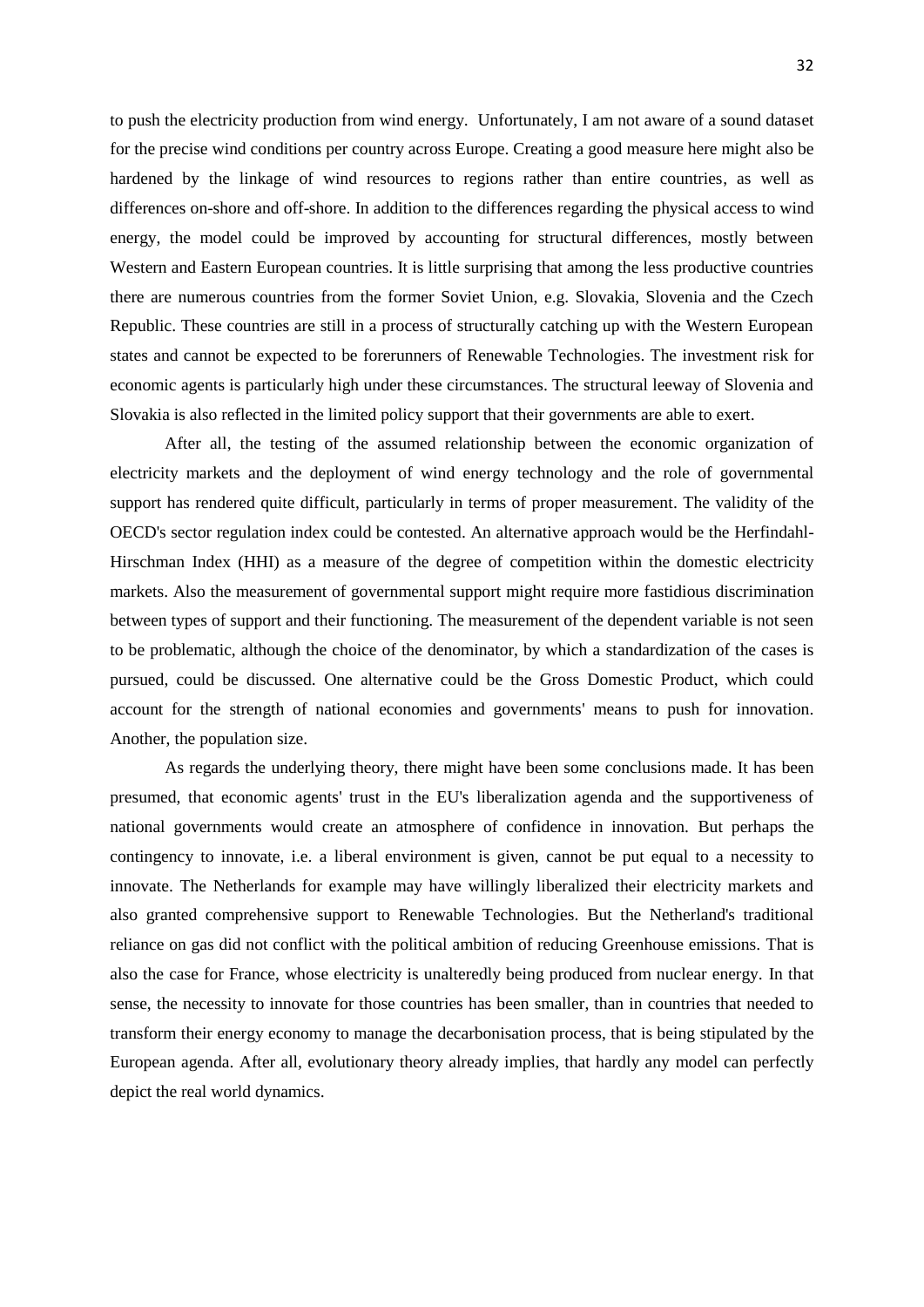to push the electricity production from wind energy. Unfortunately, I am not aware of a sound dataset for the precise wind conditions per country across Europe. Creating a good measure here might also be hardened by the linkage of wind resources to regions rather than entire countries, as well as differences on-shore and off-shore. In addition to the differences regarding the physical access to wind energy, the model could be improved by accounting for structural differences, mostly between Western and Eastern European countries. It is little surprising that among the less productive countries there are numerous countries from the former Soviet Union, e.g. Slovakia, Slovenia and the Czech Republic. These countries are still in a process of structurally catching up with the Western European states and cannot be expected to be forerunners of Renewable Technologies. The investment risk for economic agents is particularly high under these circumstances. The structural leeway of Slovenia and Slovakia is also reflected in the limited policy support that their governments are able to exert.

After all, the testing of the assumed relationship between the economic organization of electricity markets and the deployment of wind energy technology and the role of governmental support has rendered quite difficult, particularly in terms of proper measurement. The validity of the OECD's sector regulation index could be contested. An alternative approach would be the Herfindahl-Hirschman Index (HHI) as a measure of the degree of competition within the domestic electricity markets. Also the measurement of governmental support might require more fastidious discrimination between types of support and their functioning. The measurement of the dependent variable is not seen to be problematic, although the choice of the denominator, by which a standardization of the cases is pursued, could be discussed. One alternative could be the Gross Domestic Product, which could account for the strength of national economies and governments' means to push for innovation. Another, the population size.

As regards the underlying theory, there might have been some conclusions made. It has been presumed, that economic agents' trust in the EU's liberalization agenda and the supportiveness of national governments would create an atmosphere of confidence in innovation. But perhaps the contingency to innovate, i.e. a liberal environment is given, cannot be put equal to a necessity to innovate. The Netherlands for example may have willingly liberalized their electricity markets and also granted comprehensive support to Renewable Technologies. But the Netherland's traditional reliance on gas did not conflict with the political ambition of reducing Greenhouse emissions. That is also the case for France, whose electricity is unalteredly being produced from nuclear energy. In that sense, the necessity to innovate for those countries has been smaller, than in countries that needed to transform their energy economy to manage the decarbonisation process, that is being stipulated by the European agenda. After all, evolutionary theory already implies, that hardly any model can perfectly depict the real world dynamics.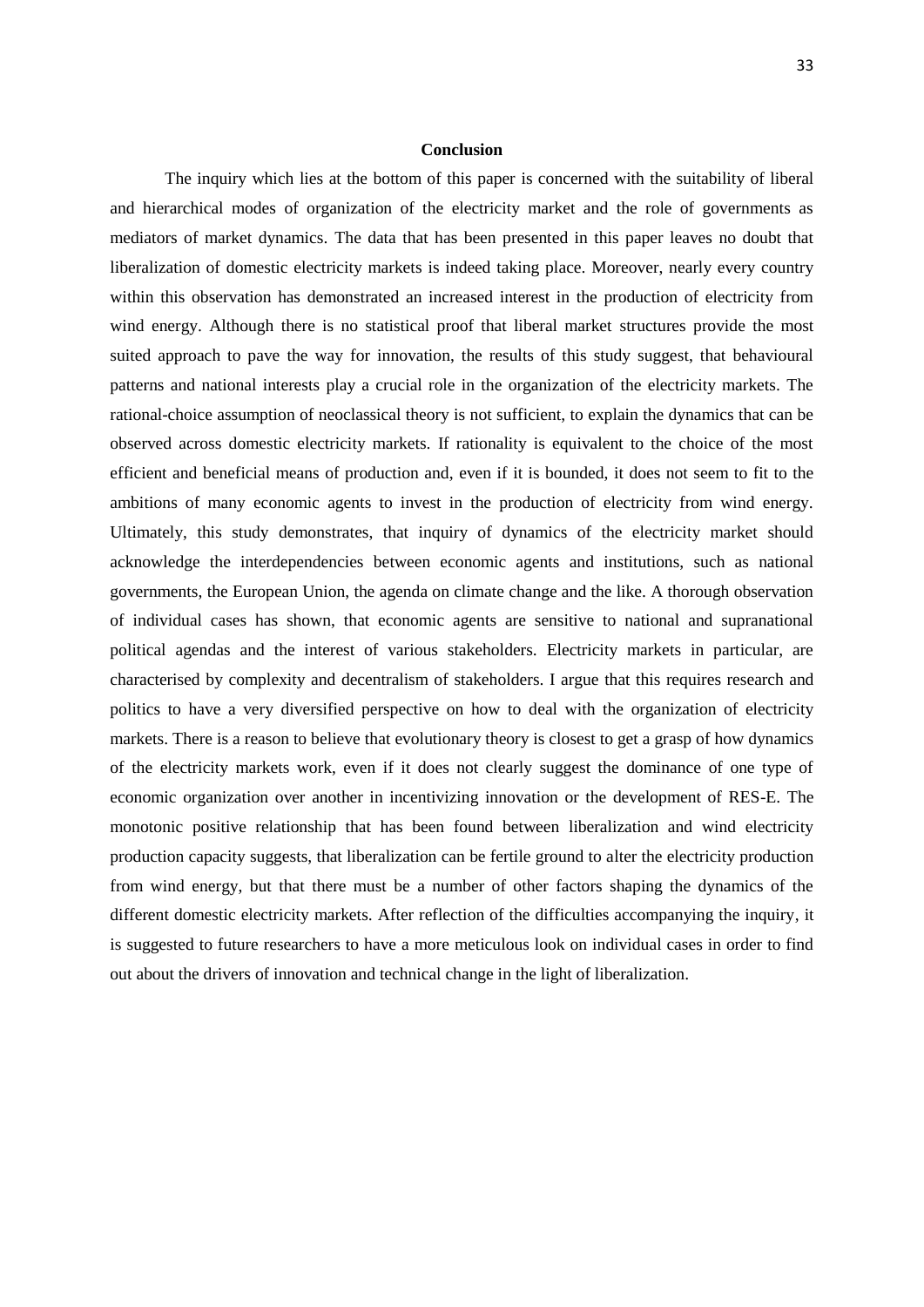# Conclusion

The inquiry which lies at the bottom of this paper is concerned with the suitability of liberal and hierarchical modes of organization of the electricity market and the role of governments as mediators of market dynamics. The data that has been presented in this paper leaves no doubt that liberalization of domestic electricity markets is indeed taking place. Moreover, nearly every country within this observation has demonstrated an increased interest in the production of electricity from wind energy. Although there is no statistical proof that liberal market structures provide the most suited approach to pave the way for innovation, the results of this study suggest, that behavioural patterns and national interests play a crucial role in the organization of the electricity markets. The rational-choice assumption of neoclassical theory is not sufficient, to explain the dynamics that can be observed across domestic electricity markets. If rationality is equivalent to the choice of the most efficient and beneficial means of production and, even if it is bounded, it does not seem to fit to the ambitions of many economic agents to invest in the production of electricity from wind energy. Ultimately, this study demonstrates, that inquiry of dynamics of the electricity market should acknowledge the interdependencies between economic agents and institutions, such as national governments, the European Union, the agenda on climate change and the like. A thorough observation of individual cases has shown, that economic agents are sensitive to national and supranational political agendas and the interest of various stakeholders. Electricity markets in particular, are characterised by complexity and decentralism of stakeholders. I argue that this requires research and politics to have a very diversified perspective on how to deal with the organization of electricity markets. There is a reason to believe that evolutionary theory is closest to get a grasp of how dynamics of the electricity markets work, even if it does not clearly suggest the dominance of one type of economic organization over another in incentivizing innovation or the development of RES-E. The monotonic positive relationship that has been found between liberalization and wind electricity production capacity suggests, that liberalization can be fertile ground to alter the electricity production from wind energy, but that there must be a number of other factors shaping the dynamics of the different domestic electricity markets. After reflection of the difficulties accompanying the inquiry, it is suggested to future researchers to have a more meticulous look on individual cases in order to find out about the drivers of innovation and technical change in the light of liberalization.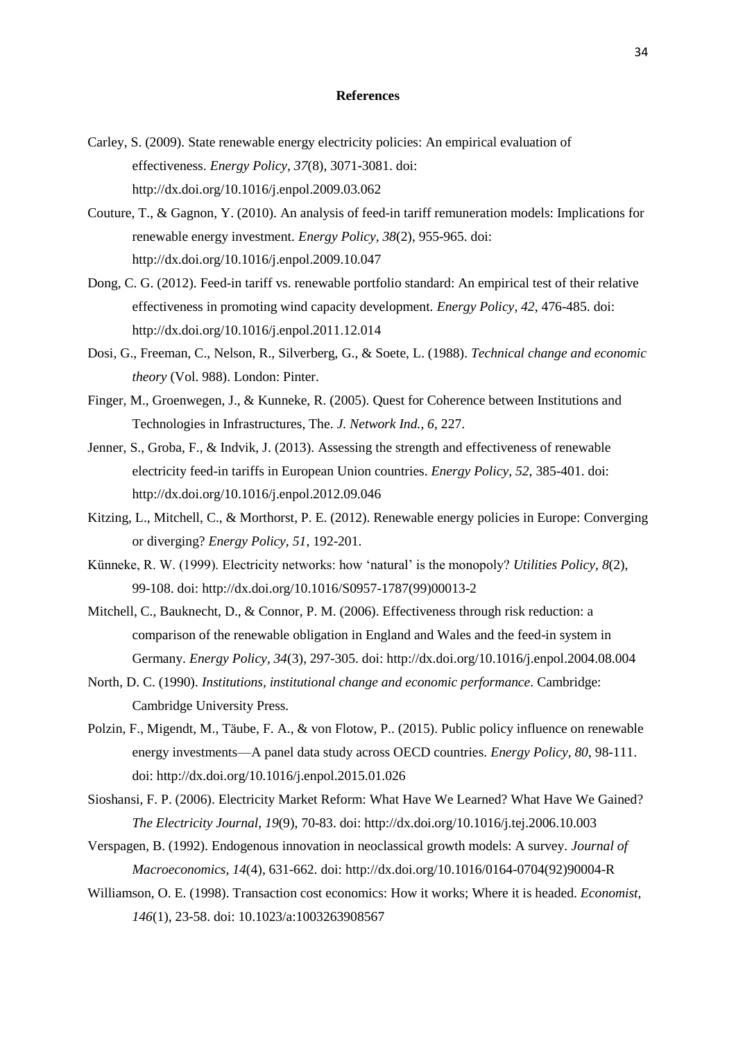**References**

Carley, S. (2009). State renewable energy electricity policies: An empirical evaluation of effectiveness. *Energy Policy, 37*(8), 3071-3081. doi: http://dx.doi.org/10.1016/j.enpol.2009.03.062

Couture, T., & Gagnon, Y. (2010). An analysis of feed-in tariff remuneration models: Implications for renewable energy investment. *Energy Policy, 38*(2), 955-965. doi: http://dx.doi.org/10.1016/j.enpol.2009.10.047

Dong, C. G. (2012). Feed-in tariff vs. renewable portfolio standard: An empirical test of their relative effectiveness in promoting wind capacity development. *Energy Policy, 42*, 476-485. doi: http://dx.doi.org/10.1016/j.enpol.2011.12.014

Dosi, G., Freeman, C., Nelson, R., Silverberg, G., & Soete, L. (1988). *Technical change and economic theory* (Vol. 988). London: Pinter.

Finger, M., Groenwegen, J., & Kunneke, R. (2005). Quest for Coherence between Institutions and Technologies in Infrastructures, The. *J. Network Ind., 6*, 227.

Jenner, S., Groba, F., & Indvik, J. (2013). Assessing the strength and effectiveness of renewable electricity feed-in tariffs in European Union countries. *Energy Policy, 52*, 385-401. doi: http://dx.doi.org/10.1016/j.enpol.2012.09.046

Kitzing, L., Mitchell, C., & Morthorst, P. E. (2012). Renewable energy policies in Europe: Converging or diverging? *Energy Policy, 51*, 192-201.

Künneke, R. W. (1999). Electricity networks: how 'natural' is the monopoly? *Utilities Policy, 8*(2), 99-108. doi: http://dx.doi.org/10.1016/S0957-1787(99)00013-2

Mitchell, C., Bauknecht, D., & Connor, P. M. (2006). Effectiveness through risk reduction: a comparison of the renewable obligation in England and Wales and the feed-in system in Germany. *Energy Policy, 34*(3), 297-305. doi: http://dx.doi.org/10.1016/j.enpol.2004.08.004

North, D. C. (1990). *Institutions, institutional change and economic performance*. Cambridge: Cambridge University Press.

Polzin, F., Migendt, M., Täube, F. A., & von Flotow, P.. (2015). Public policy influence on renewable energy investments—A panel data study across OECD countries. *Energy Policy, 80*, 98-111. doi: http://dx.doi.org/10.1016/j.enpol.2015.01.026

Sioshansi, F. P. (2006). Electricity Market Reform: What Have We Learned? What Have We Gained? *The Electricity Journal, 19*(9), 70-83. doi: http://dx.doi.org/10.1016/j.tej.2006.10.003

Verspagen, B. (1992). Endogenous innovation in neoclassical growth models: A survey. *Journal of Macroeconomics, 14*(4), 631-662. doi: http://dx.doi.org/10.1016/0164-0704(92)90004-R

Williamson, O. E. (1998). Transaction cost economics: How it works; Where it is headed. *Economist, 146*(1), 23-58. doi: 10.1023/a:1003263908567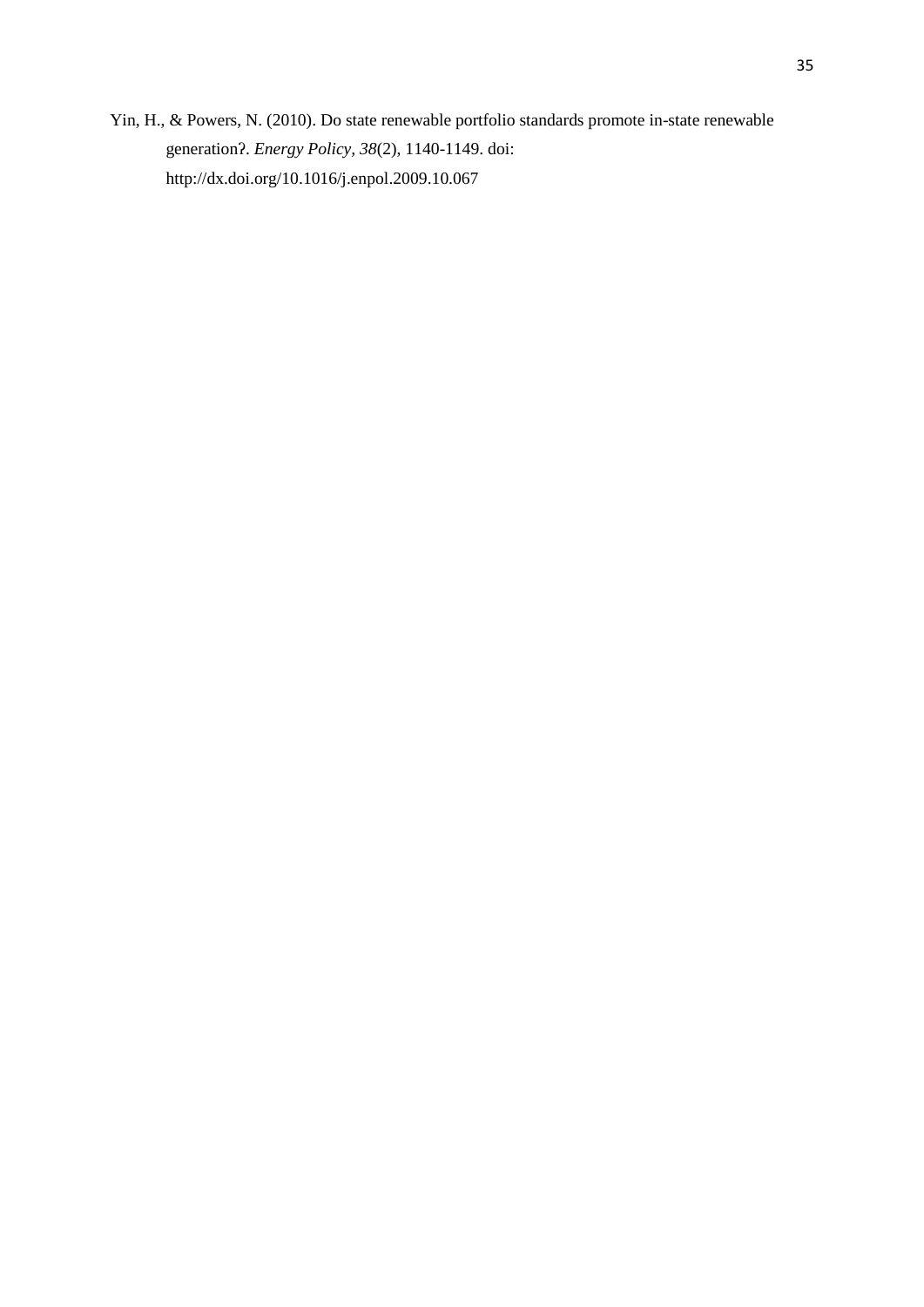Yin, H., & Powers, N. (2010). Do state renewable portfolio standards promote in-state renewable generation?. *Energy Policy*, *38*(2), 1140-1149. doi: http://dx.doi.org/10.1016/j.enpol.2009.10.067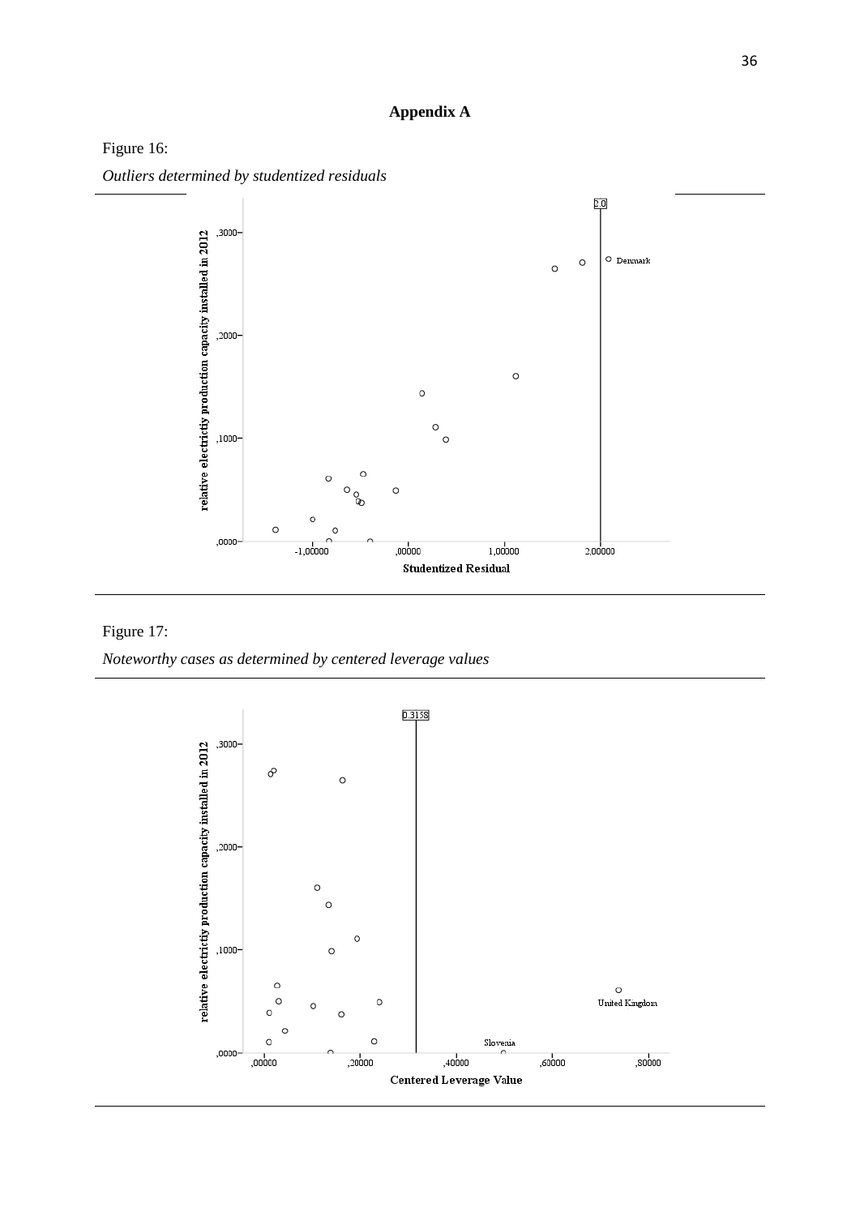## Appendix A

Figure 16:

*Outliers determined by studentized residuals*

Figure 17:

*Noteworthy cases as determined by centered leverage values*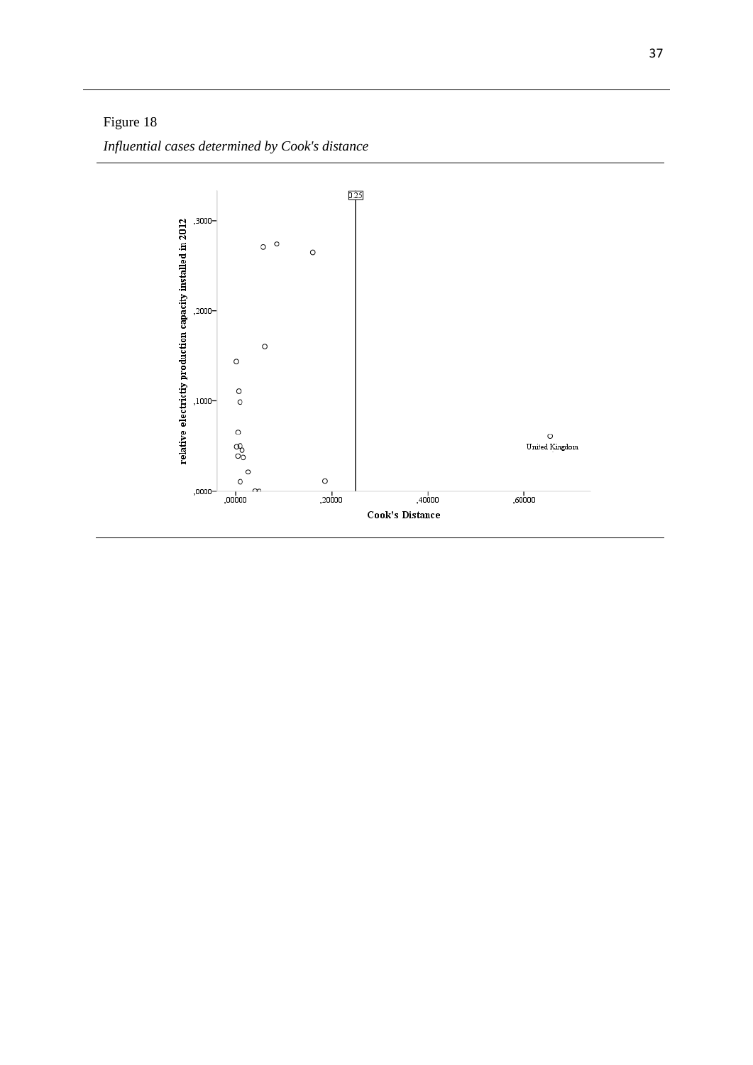Figure 18

*Influential cases determined by Cook's distance*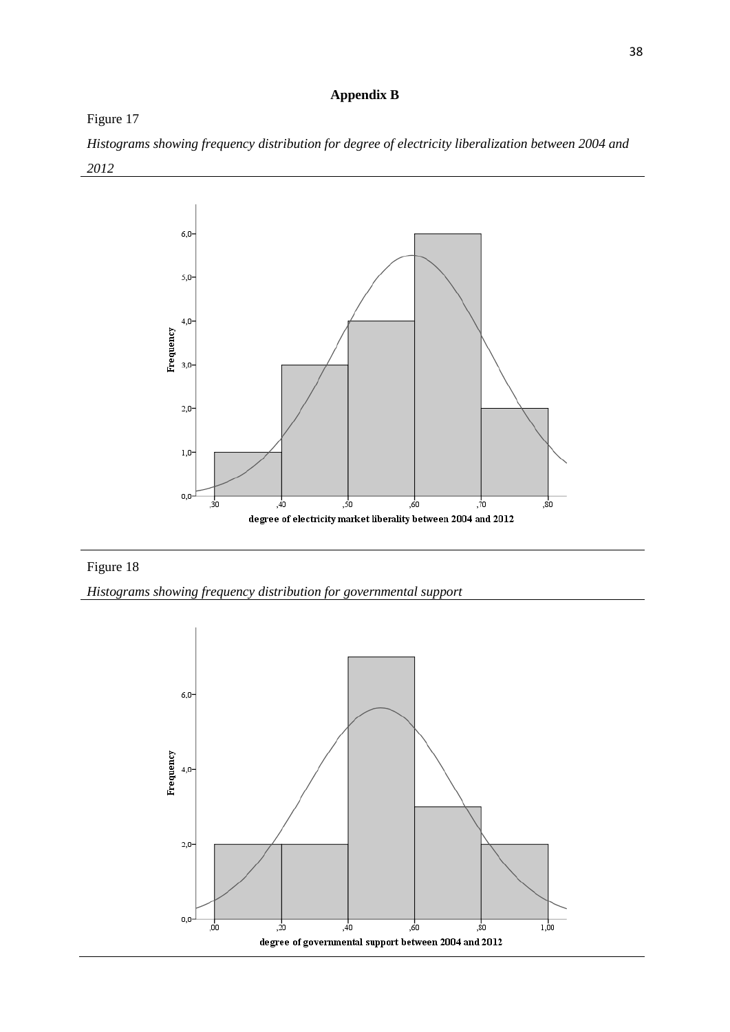# Appendix B

Figure 17

*Histograms showing frequency distribution for degree of electricity liberalization between 2004 and 2012*

Figure 18

*Histograms showing frequency distribution for governmental support*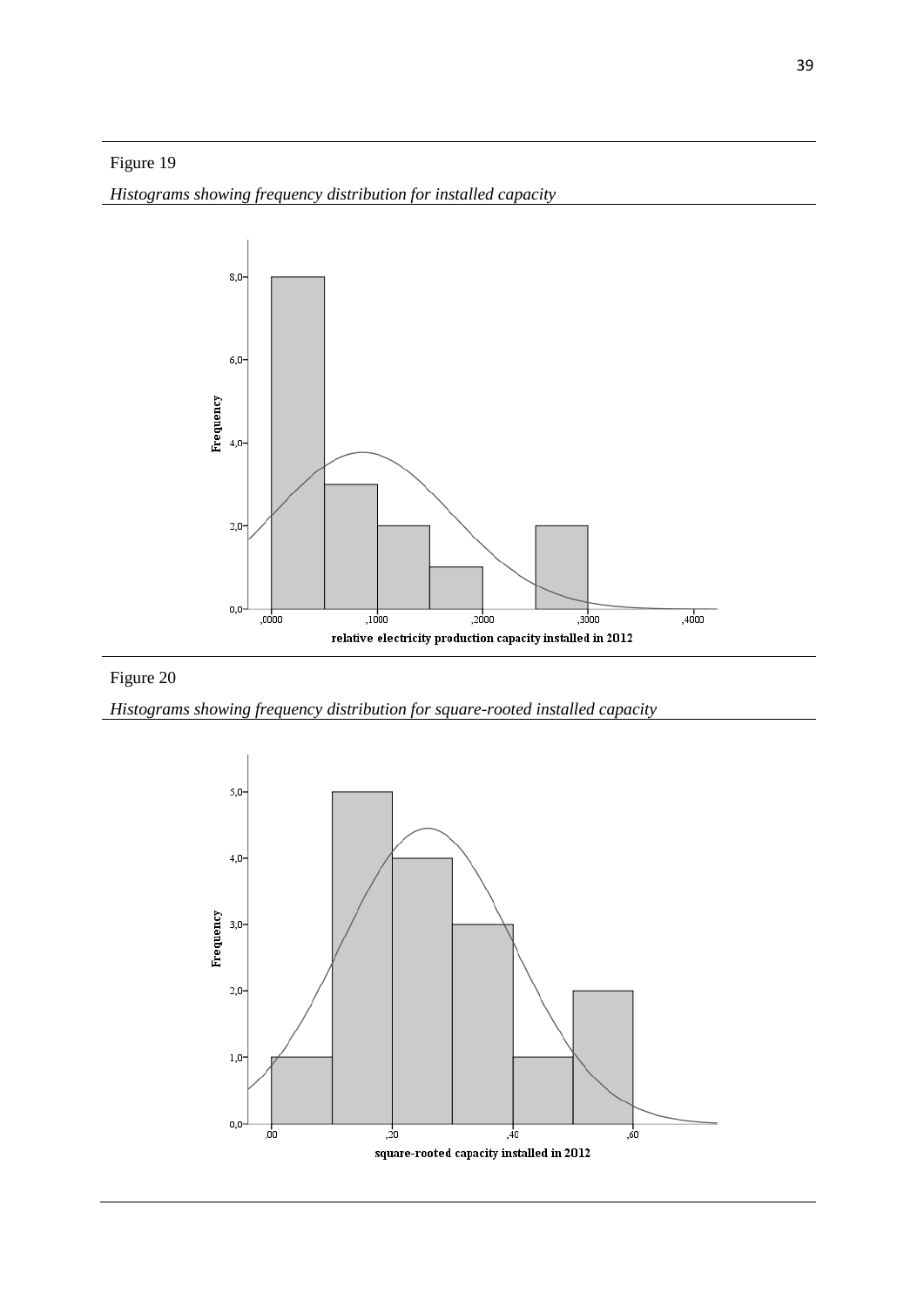Figure 19

*Histograms showing frequency distribution for installed capacity*

8,0
6,0
4,0
2,0
0,0
Frequency
,0000
,1000
,2000
,3000
,4000
relative electricity production capacity installed in 2012

Figure 20

*Histograms showing frequency distribution for square-rooted installed capacity*

5,0
4,0
3,0
2,0
1,0
0,0
Frequency
,00
,20
,40
,60
square-rooted capacity installed in 2012